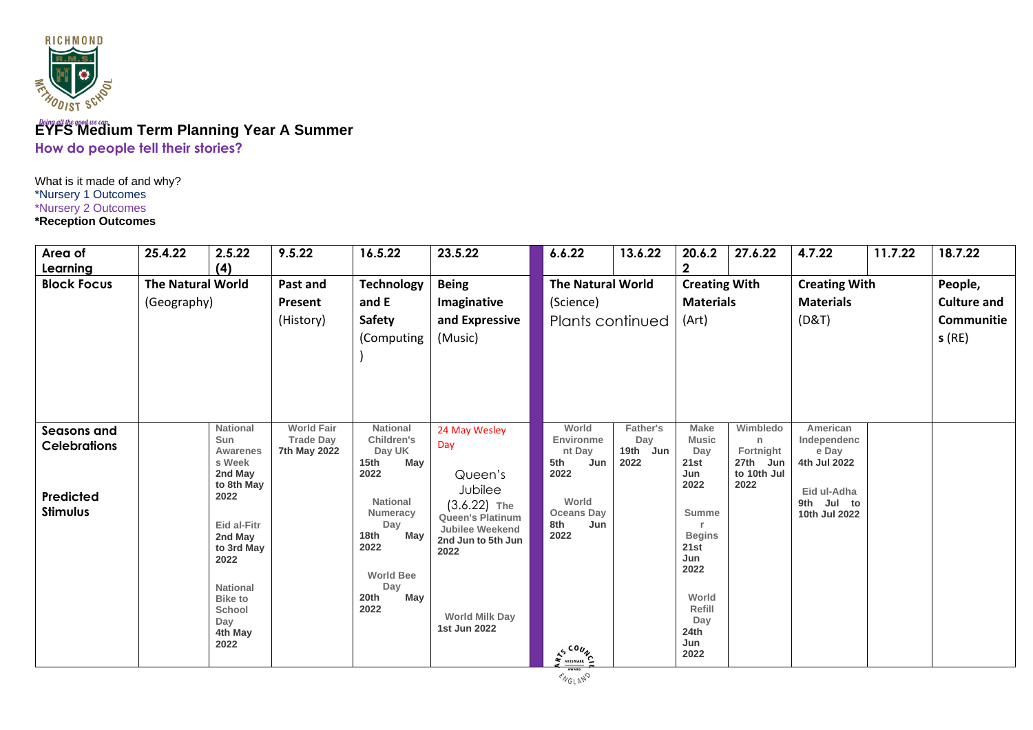# EYFS Medium Term Planning Year A Summer

## How do people tell their stories?

What is it made of and why?
*Nursery 1 Outcomes
*Nursery 2 Outcomes
**\*Reception Outcomes**

| Area of Learning | 25.4.22 | 2.5.22 (4) | 9.5.22 | 16.5.22 | 23.5.22 | | 6.6.22 | 13.6.22 | 20.6.22 | 27.6.22 | 4.7.22 | 11.7.22 | 18.7.22 |
|---|---|---|---|---|---|---|---|---|---|---|---|---|---|
| **Block Focus** | **The Natural World** (Geography) | | **Past and Present** (History) | **Technology and E Safety** (Computing) | **Being Imaginative and Expressive** (Music) | | **The Natural World** (Science) Plants continued | | **Creating With Materials** (Art) | | **Creating With Materials** (D&T) | | **People, Culture and Communities** (RE) |
| **Seasons and Celebrations** **Predicted Stimulus** | | National Sun Awareness Week 2nd May to 8th May 2022 Eid al-Fitr 2nd May to 3rd May 2022 National Bike to School Day 4th May 2022 | World Fair Trade Day 7th May 2022 | National Children's Day UK 15th May 2022 National Numeracy Day 18th May 2022 World Bee Day 20th May 2022 | 24 May Wesley Day Queen's Jubilee (3.6.22) The Queen's Platinum Jubilee Weekend 2nd Jun to 5th Jun 2022 World Milk Day 1st Jun 2022 | | World Environment Day 5th Jun 2022 World Oceans Day 8th Jun 2022 | Father's Day 19th Jun 2022 | Make Music Day 21st Jun 2022 Summer Begins 21st Jun 2022 World Refill Day 24th Jun 2022 | Wimbledon Fortnight 27th Jun to 10th Jul 2022 | American Independence Day 4th Jul 2022 Eid ul-Adha 9th Jul to 10th Jul 2022 | | |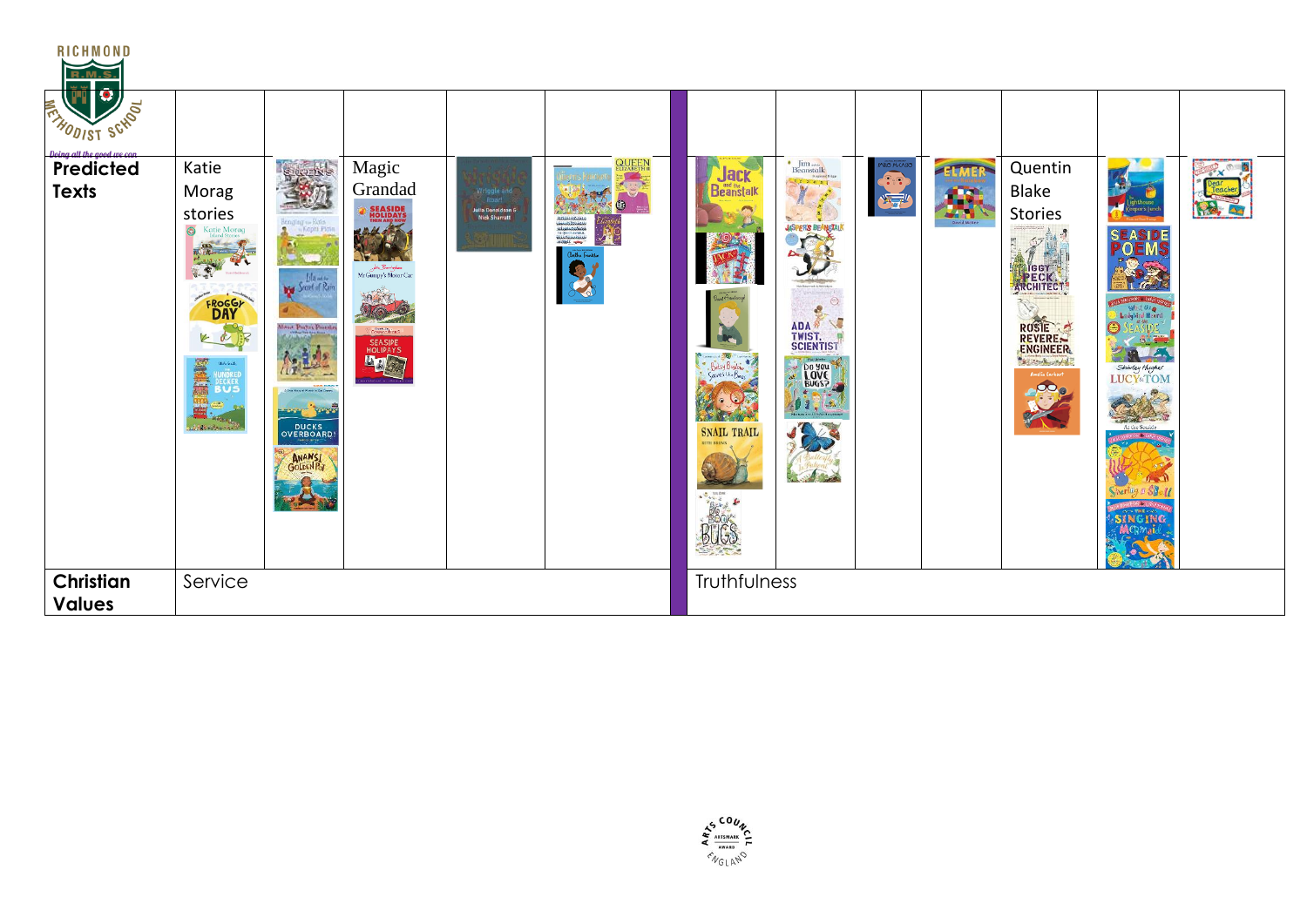| | | | | | | | | | | | | | |
|---|---|---|---|---|---|---|---|---|---|---|---|---|---|
| **Predicted Texts** | Katie Morag stories | | Magic Grandad | | | | | | | | Quentin Blake Stories | | |
| **Christian Values** | Service | | | | | Truthfulness | | | | | | | |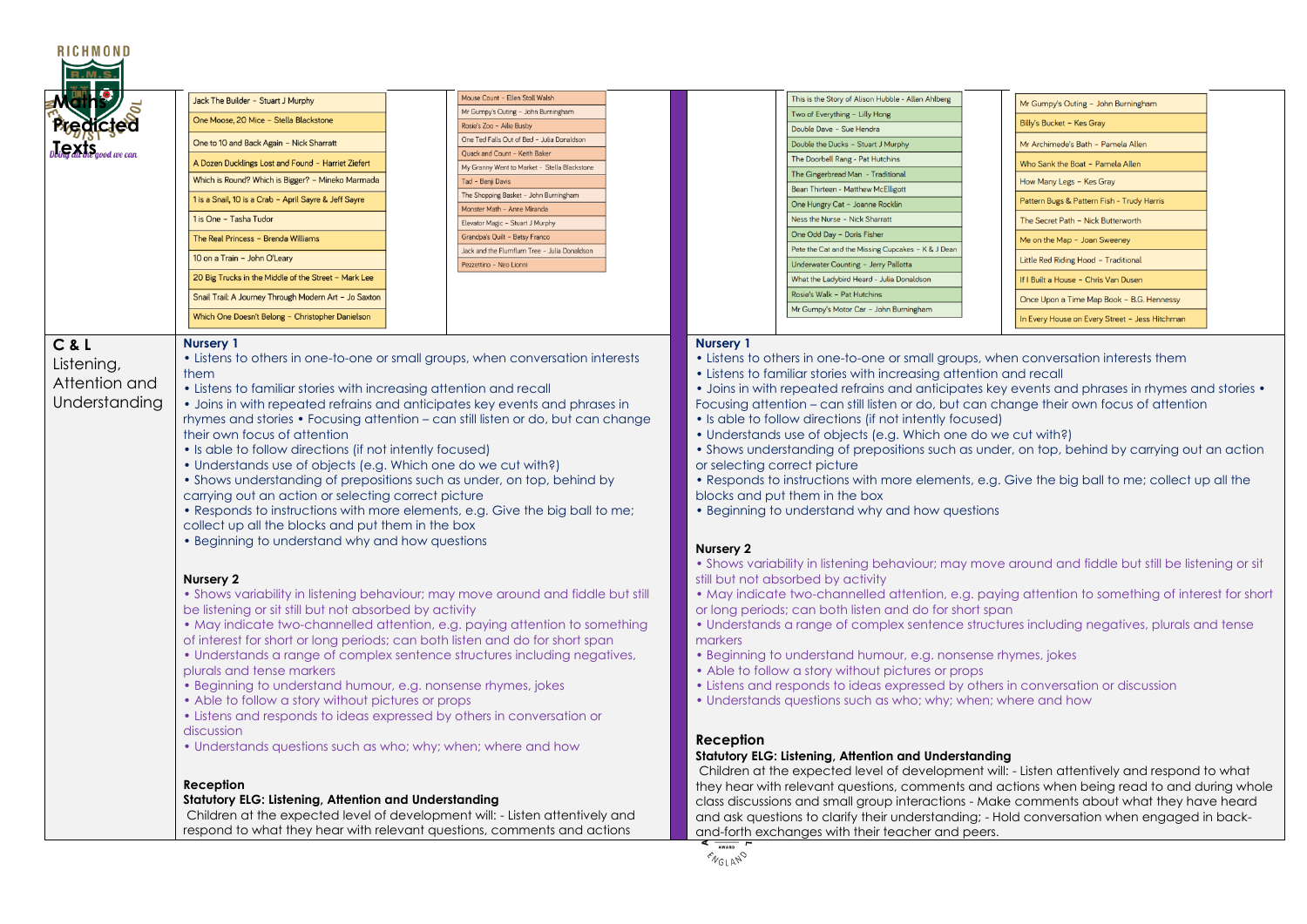RICHMOND

# Maths Predicted Texts

*Doing all the good we can*

- Jack The Builder – Stuart J Murphy
- One Moose, 20 Mice – Stella Blackstone
- One to 10 and Back Again – Nick Sharratt
- A Dozen Ducklings Lost and Found – Harriet Ziefert
- Which is Round? Which is Bigger? – Mineko Mamada
- 1 is a Snail, 10 is a Crab – April Sayre & Jeff Sayre
- 1 is One – Tasha Tudor
- The Real Princess – Brenda Williams
- 10 on a Train – John O'Leary
- 20 Big Trucks in the Middle of the Street – Mark Lee
- Snail Trail: A Journey Through Modern Art – Jo Saxton
- Which One Doesn't Belong – Christopher Danielson

- Mouse Count – Ellen Stoll Walsh
- Mr Gumpy's Outing – John Burningham
- Rosie's Zoo – Allie Busby
- One Ted Falls Out of Bed – Julia Donaldson
- Quack and Count – Keith Baker
- My Granny Went to Market – Stella Blackstone
- Tad – Benji Davis
- The Shopping Basket – John Burningham
- Monster Math – Anne Miranda
- Elevator Magic – Stuart J Murphy
- Grandpa's Quilt – Betsy Franco
- Jack and the Flumflum Tree – Julia Donaldson
- Pezzettino – Neo Lionni

- This is the Story of Alison Hubble – Allen Ahlberg
- Two of Everything – Lilly Hong
- Double Dave – Sue Hendra
- Double the Ducks – Stuart J Murphy
- The Doorbell Rang – Pat Hutchins
- The Gingerbread Man – Traditional
- Bean Thirteen – Matthew McElligott
- One Hungry Cat – Joanne Rocklin
- Ness the Nurse – Nick Sharratt
- One Odd Day – Doris Fisher
- Pete the Cat and the Missing Cupcakes – K & J Dean
- Underwater Counting – Jerry Pallotta
- What the Ladybird Heard – Julia Donaldson
- Rosie's Walk – Pat Hutchins
- Mr Gumpy's Motor Car – John Burningham

- Mr Gumpy's Outing – John Burningham
- Billy's Bucket – Kes Gray
- Mr Archimede's Bath – Pamela Allen
- Who Sank the Boat – Pamela Allen
- How Many Legs – Kes Gray
- Pattern Bugs & Pattern Fish – Trudy Harris
- The Secret Path – Nick Butterworth
- Me on the Map – Joan Sweeney
- Little Red Riding Hood – Traditional
- If I Built a House – Chris Van Dusen
- Once Upon a Time Map Book – B.G. Hennessy
- In Every House on Every Street – Jess Hitchman

## C & L Listening, Attention and Understanding

**Nursery 1**

- Listens to others in one-to-one or small groups, when conversation interests them
- Listens to familiar stories with increasing attention and recall
- Joins in with repeated refrains and anticipates key events and phrases in rhymes and stories • Focusing attention – can still listen or do, but can change their own focus of attention
- Is able to follow directions (if not intently focused)
- Understands use of objects (e.g. Which one do we cut with?)
- Shows understanding of prepositions such as under, on top, behind by carrying out an action or selecting correct picture
- Responds to instructions with more elements, e.g. Give the big ball to me; collect up all the blocks and put them in the box
- Beginning to understand why and how questions

**Nursery 2**

- Shows variability in listening behaviour; may move around and fiddle but still be listening or sit still but not absorbed by activity
- May indicate two-channelled attention, e.g. paying attention to something of interest for short or long periods; can both listen and do for short span
- Understands a range of complex sentence structures including negatives, plurals and tense markers
- Beginning to understand humour, e.g. nonsense rhymes, jokes
- Able to follow a story without pictures or props
- Listens and responds to ideas expressed by others in conversation or discussion
- Understands questions such as who; why; when; where and how

**Reception**

**Statutory ELG: Listening, Attention and Understanding**

Children at the expected level of development will: - Listen attentively and respond to what they hear with relevant questions, comments and actions

**Nursery 1**

- Listens to others in one-to-one or small groups, when conversation interests them
- Listens to familiar stories with increasing attention and recall
- Joins in with repeated refrains and anticipates key events and phrases in rhymes and stories • Focusing attention – can still listen or do, but can change their own focus of attention
- Is able to follow directions (if not intently focused)
- Understands use of objects (e.g. Which one do we cut with?)
- Shows understanding of prepositions such as under, on top, behind by carrying out an action or selecting correct picture
- Responds to instructions with more elements, e.g. Give the big ball to me; collect up all the blocks and put them in the box
- Beginning to understand why and how questions

**Nursery 2**

- Shows variability in listening behaviour; may move around and fiddle but still be listening or sit still but not absorbed by activity
- May indicate two-channelled attention, e.g. paying attention to something of interest for short or long periods; can both listen and do for short span
- Understands a range of complex sentence structures including negatives, plurals and tense markers
- Beginning to understand humour, e.g. nonsense rhymes, jokes
- Able to follow a story without pictures or props
- Listens and responds to ideas expressed by others in conversation or discussion
- Understands questions such as who; why; when; where and how

**Reception**

**Statutory ELG: Listening, Attention and Understanding**

Children at the expected level of development will: - Listen attentively and respond to what they hear with relevant questions, comments and actions when being read to and during whole class discussions and small group interactions - Make comments about what they have heard and ask questions to clarify their understanding; - Hold conversation when engaged in back-and-forth exchanges with their teacher and peers.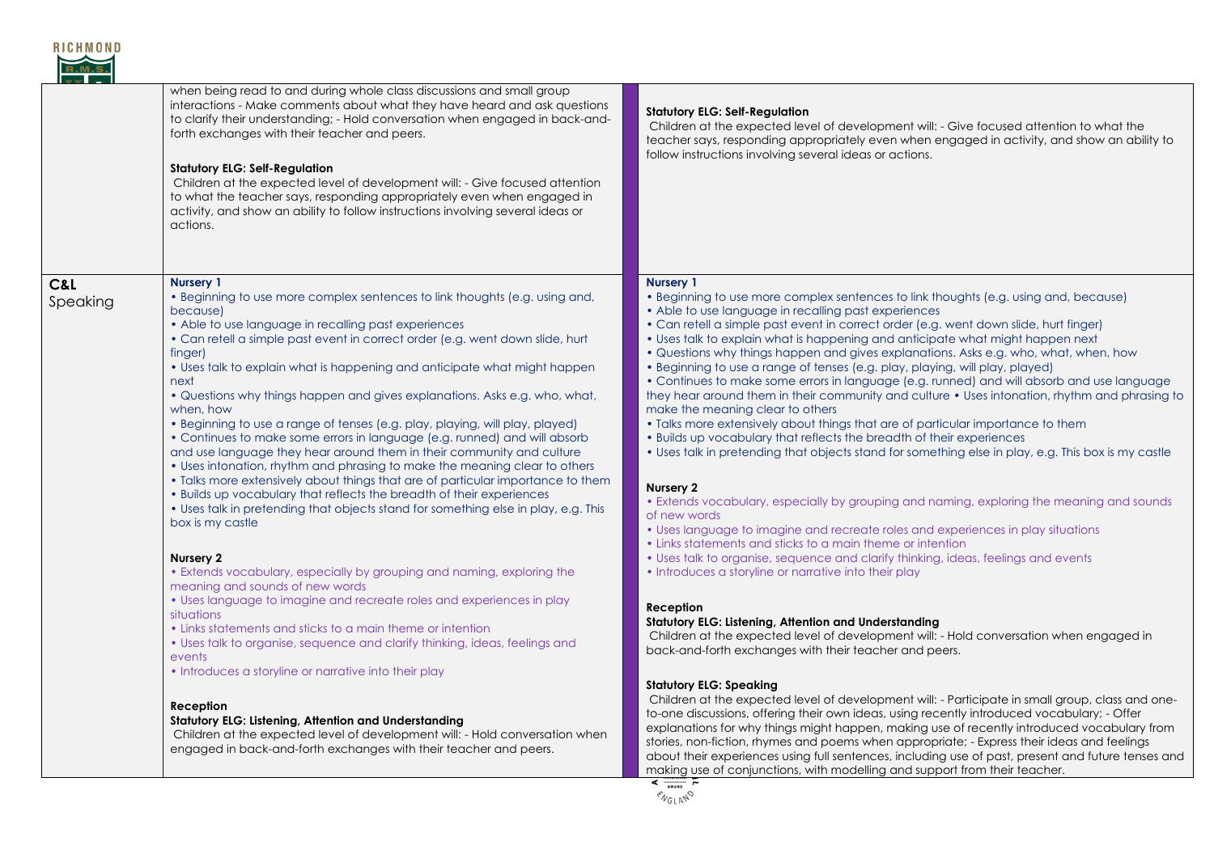| | | | |
|---|---|---|---|
| | when being read to and during whole class discussions and small group interactions - Make comments about what they have heard and ask questions to clarify their understanding; - Hold conversation when engaged in back-and-forth exchanges with their teacher and peers.<br><br>**Statutory ELG: Self-Regulation**<br>Children at the expected level of development will: - Give focused attention to what the teacher says, responding appropriately even when engaged in activity, and show an ability to follow instructions involving several ideas or actions. | | **Statutory ELG: Self-Regulation**<br>Children at the expected level of development will: - Give focused attention to what the teacher says, responding appropriately even when engaged in activity, and show an ability to follow instructions involving several ideas or actions. |
| **C&L** Speaking | **Nursery 1**<br>• Beginning to use more complex sentences to link thoughts (e.g. using and, because)<br>• Able to use language in recalling past experiences<br>• Can retell a simple past event in correct order (e.g. went down slide, hurt finger)<br>• Uses talk to explain what is happening and anticipate what might happen next<br>• Questions why things happen and gives explanations. Asks e.g. who, what, when, how<br>• Beginning to use a range of tenses (e.g. play, playing, will play, played)<br>• Continues to make some errors in language (e.g. runned) and will absorb and use language they hear around them in their community and culture<br>• Uses intonation, rhythm and phrasing to make the meaning clear to others<br>• Talks more extensively about things that are of particular importance to them<br>• Builds up vocabulary that reflects the breadth of their experiences<br>• Uses talk in pretending that objects stand for something else in play, e.g. This box is my castle<br><br>**Nursery 2**<br>• Extends vocabulary, especially by grouping and naming, exploring the meaning and sounds of new words<br>• Uses language to imagine and recreate roles and experiences in play situations<br>• Links statements and sticks to a main theme or intention<br>• Uses talk to organise, sequence and clarify thinking, ideas, feelings and events<br>• Introduces a storyline or narrative into their play<br><br>**Reception**<br>**Statutory ELG: Listening, Attention and Understanding**<br>Children at the expected level of development will: - Hold conversation when engaged in back-and-forth exchanges with their teacher and peers. | | **Nursery 1**<br>• Beginning to use more complex sentences to link thoughts (e.g. using and, because)<br>• Able to use language in recalling past experiences<br>• Can retell a simple past event in correct order (e.g. went down slide, hurt finger)<br>• Uses talk to explain what is happening and anticipate what might happen next<br>• Questions why things happen and gives explanations. Asks e.g. who, what, when, how<br>• Beginning to use a range of tenses (e.g. play, playing, will play, played)<br>• Continues to make some errors in language (e.g. runned) and will absorb and use language they hear around them in their community and culture • Uses intonation, rhythm and phrasing to make the meaning clear to others<br>• Talks more extensively about things that are of particular importance to them<br>• Builds up vocabulary that reflects the breadth of their experiences<br>• Uses talk in pretending that objects stand for something else in play, e.g. This box is my castle<br><br>**Nursery 2**<br>• Extends vocabulary, especially by grouping and naming, exploring the meaning and sounds of new words<br>• Uses language to imagine and recreate roles and experiences in play situations<br>• Links statements and sticks to a main theme or intention<br>• Uses talk to organise, sequence and clarify thinking, ideas, feelings and events<br>• Introduces a storyline or narrative into their play<br><br>**Reception**<br>**Statutory ELG: Listening, Attention and Understanding**<br>Children at the expected level of development will: - Hold conversation when engaged in back-and-forth exchanges with their teacher and peers.<br><br>**Statutory ELG: Speaking**<br>Children at the expected level of development will: - Participate in small group, class and one-to-one discussions, offering their own ideas, using recently introduced vocabulary; - Offer explanations for why things might happen, making use of recently introduced vocabulary from stories, non-fiction, rhymes and poems when appropriate; - Express their ideas and feelings about their experiences using full sentences, including use of past, present and future tenses and making use of conjunctions, with modelling and support from their teacher. |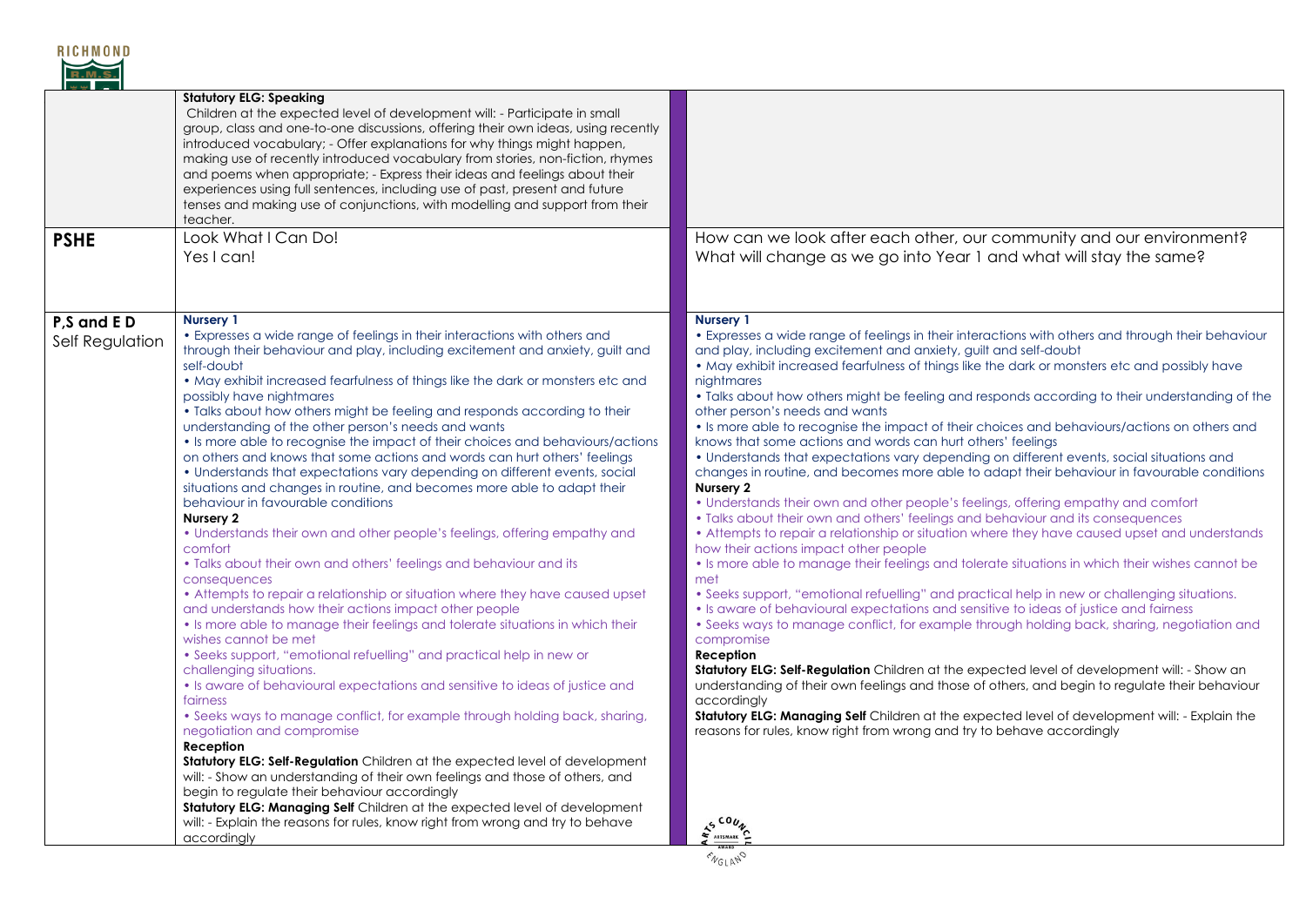| | | |
|---|---|---|
| | **Statutory ELG: Speaking**<br>Children at the expected level of development will: - Participate in small group, class and one-to-one discussions, offering their own ideas, using recently introduced vocabulary; - Offer explanations for why things might happen, making use of recently introduced vocabulary from stories, non-fiction, rhymes and poems when appropriate; - Express their ideas and feelings about their experiences using full sentences, including use of past, present and future tenses and making use of conjunctions, with modelling and support from their teacher. | |
| **PSHE** | Look What I Can Do!<br>Yes I can! | How can we look after each other, our community and our environment?<br>What will change as we go into Year 1 and what will stay the same? |
| **P,S and E D**<br>Self Regulation | **Nursery 1**<br>• Expresses a wide range of feelings in their interactions with others and through their behaviour and play, including excitement and anxiety, guilt and self-doubt<br>• May exhibit increased fearfulness of things like the dark or monsters etc and possibly have nightmares<br>• Talks about how others might be feeling and responds according to their understanding of the other person's needs and wants<br>• Is more able to recognise the impact of their choices and behaviours/actions on others and knows that some actions and words can hurt others' feelings<br>• Understands that expectations vary depending on different events, social situations and changes in routine, and becomes more able to adapt their behaviour in favourable conditions<br>**Nursery 2**<br>• Understands their own and other people's feelings, offering empathy and comfort<br>• Talks about their own and others' feelings and behaviour and its consequences<br>• Attempts to repair a relationship or situation where they have caused upset and understands how their actions impact other people<br>• Is more able to manage their feelings and tolerate situations in which their wishes cannot be met<br>• Seeks support, "emotional refuelling" and practical help in new or challenging situations.<br>• Is aware of behavioural expectations and sensitive to ideas of justice and fairness<br>• Seeks ways to manage conflict, for example through holding back, sharing, negotiation and compromise<br>**Reception**<br>**Statutory ELG: Self-Regulation** Children at the expected level of development will: - Show an understanding of their own feelings and those of others, and begin to regulate their behaviour accordingly<br>**Statutory ELG: Managing Self** Children at the expected level of development will: - Explain the reasons for rules, know right from wrong and try to behave accordingly | **Nursery 1**<br>• Expresses a wide range of feelings in their interactions with others and through their behaviour and play, including excitement and anxiety, guilt and self-doubt<br>• May exhibit increased fearfulness of things like the dark or monsters etc and possibly have nightmares<br>• Talks about how others might be feeling and responds according to their understanding of the other person's needs and wants<br>• Is more able to recognise the impact of their choices and behaviours/actions on others and knows that some actions and words can hurt others' feelings<br>• Understands that expectations vary depending on different events, social situations and changes in routine, and becomes more able to adapt their behaviour in favourable conditions<br>**Nursery 2**<br>• Understands their own and other people's feelings, offering empathy and comfort<br>• Talks about their own and others' feelings and behaviour and its consequences<br>• Attempts to repair a relationship or situation where they have caused upset and understands how their actions impact other people<br>• Is more able to manage their feelings and tolerate situations in which their wishes cannot be met<br>• Seeks support, "emotional refuelling" and practical help in new or challenging situations.<br>• Is aware of behavioural expectations and sensitive to ideas of justice and fairness<br>• Seeks ways to manage conflict, for example through holding back, sharing, negotiation and compromise<br>**Reception**<br>**Statutory ELG: Self-Regulation** Children at the expected level of development will: - Show an understanding of their own feelings and those of others, and begin to regulate their behaviour accordingly<br>**Statutory ELG: Managing Self** Children at the expected level of development will: - Explain the reasons for rules, know right from wrong and try to behave accordingly |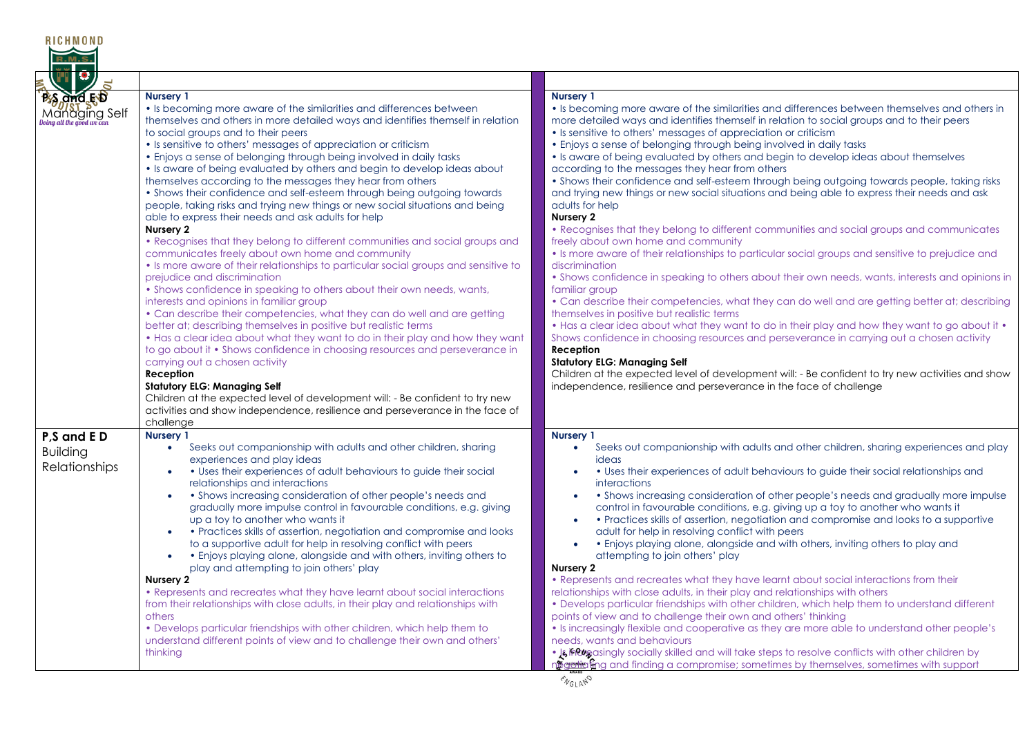| | | | |
|---|---|---|---|
| **P,S and E D** Managing Self | **Nursery 1**<br>• Is becoming more aware of the similarities and differences between themselves and others in more detailed ways and identifies themself in relation to social groups and to their peers<br>• Is sensitive to others' messages of appreciation or criticism<br>• Enjoys a sense of belonging through being involved in daily tasks<br>• Is aware of being evaluated by others and begin to develop ideas about themselves according to the messages they hear from others<br>• Shows their confidence and self-esteem through being outgoing towards people, taking risks and trying new things or new social situations and being able to express their needs and ask adults for help<br>**Nursery 2**<br>• Recognises that they belong to different communities and social groups and communicates freely about own home and community<br>• Is more aware of their relationships to particular social groups and sensitive to prejudice and discrimination<br>• Shows confidence in speaking to others about their own needs, wants, interests and opinions in familiar group<br>• Can describe their competencies, what they can do well and are getting better at; describing themselves in positive but realistic terms<br>• Has a clear idea about what they want to do in their play and how they want to go about it • Shows confidence in choosing resources and perseverance in carrying out a chosen activity<br>**Reception**<br>**Statutory ELG: Managing Self**<br>Children at the expected level of development will: - Be confident to try new activities and show independence, resilience and perseverance in the face of challenge | | **Nursery 1**<br>• Is becoming more aware of the similarities and differences between themselves and others in more detailed ways and identifies themself in relation to social groups and to their peers<br>• Is sensitive to others' messages of appreciation or criticism<br>• Enjoys a sense of belonging through being involved in daily tasks<br>• Is aware of being evaluated by others and begin to develop ideas about themselves according to the messages they hear from others<br>• Shows their confidence and self-esteem through being outgoing towards people, taking risks and trying new things or new social situations and being able to express their needs and ask adults for help<br>**Nursery 2**<br>• Recognises that they belong to different communities and social groups and communicates freely about own home and community<br>• Is more aware of their relationships to particular social groups and sensitive to prejudice and discrimination<br>• Shows confidence in speaking to others about their own needs, wants, interests and opinions in familiar group<br>• Can describe their competencies, what they can do well and are getting better at; describing themselves in positive but realistic terms<br>• Has a clear idea about what they want to do in their play and how they want to go about it • Shows confidence in choosing resources and perseverance in carrying out a chosen activity<br>**Reception**<br>**Statutory ELG: Managing Self**<br>Children at the expected level of development will: - Be confident to try new activities and show independence, resilience and perseverance in the face of challenge |
| **P,S and E D** Building Relationships | **Nursery 1**<br>• Seeks out companionship with adults and other children, sharing experiences and play ideas<br>• • Uses their experiences of adult behaviours to guide their social relationships and interactions<br>• • Shows increasing consideration of other people's needs and gradually more impulse control in favourable conditions, e.g. giving up a toy to another who wants it<br>• • Practices skills of assertion, negotiation and compromise and looks to a supportive adult for help in resolving conflict with peers<br>• • Enjoys playing alone, alongside and with others, inviting others to play and attempting to join others' play<br>**Nursery 2**<br>• Represents and recreates what they have learnt about social interactions from their relationships with close adults, in their play and relationships with others<br>• Develops particular friendships with other children, which help them to understand different points of view and to challenge their own and others' thinking | | **Nursery 1**<br>• Seeks out companionship with adults and other children, sharing experiences and play ideas<br>• • Uses their experiences of adult behaviours to guide their social relationships and interactions<br>• • Shows increasing consideration of other people's needs and gradually more impulse control in favourable conditions, e.g. giving up a toy to another who wants it<br>• • Practices skills of assertion, negotiation and compromise and looks to a supportive adult for help in resolving conflict with peers<br>• • Enjoys playing alone, alongside and with others, inviting others to play and attempting to join others' play<br>**Nursery 2**<br>• Represents and recreates what they have learnt about social interactions from their relationships with close adults, in their play and relationships with others<br>• Develops particular friendships with other children, which help them to understand different points of view and to challenge their own and others' thinking<br>• Is increasingly flexible and cooperative as they are more able to understand other people's needs, wants and behaviours<br>• Is increasingly socially skilled and will take steps to resolve conflicts with other children by negotiating and finding a compromise; sometimes by themselves, sometimes with support |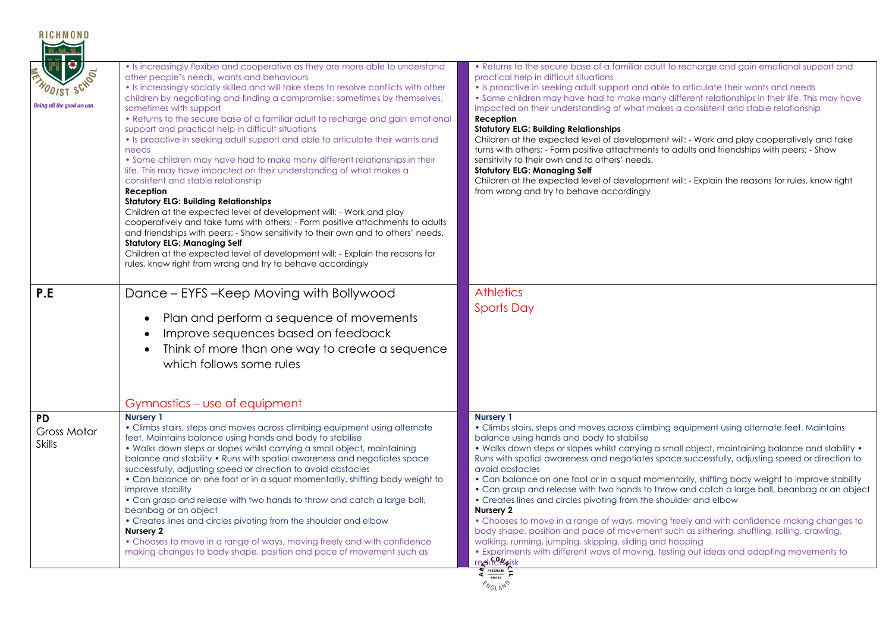| | | |
|---|---|---|
| | • Is increasingly flexible and cooperative as they are more able to understand other people's needs, wants and behaviours<br>• Is increasingly socially skilled and will take steps to resolve conflicts with other children by negotiating and finding a compromise; sometimes by themselves, sometimes with support<br>• Returns to the secure base of a familiar adult to recharge and gain emotional support and practical help in difficult situations<br>• Is proactive in seeking adult support and able to articulate their wants and needs<br>• Some children may have had to make many different relationships in their life. This may have impacted on their understanding of what makes a consistent and stable relationship<br>**Reception**<br>**Statutory ELG: Building Relationships**<br>Children at the expected level of development will: - Work and play cooperatively and take turns with others; - Form positive attachments to adults and friendships with peers; - Show sensitivity to their own and to others' needs.<br>**Statutory ELG: Managing Self**<br>Children at the expected level of development will: - Explain the reasons for rules, know right from wrong and try to behave accordingly | • Returns to the secure base of a familiar adult to recharge and gain emotional support and practical help in difficult situations<br>• Is proactive in seeking adult support and able to articulate their wants and needs<br>• Some children may have had to make many different relationships in their life. This may have impacted on their understanding of what makes a consistent and stable relationship<br>**Reception**<br>**Statutory ELG: Building Relationships**<br>Children at the expected level of development will: - Work and play cooperatively and take turns with others; - Form positive attachments to adults and friendships with peers; - Show sensitivity to their own and to others' needs.<br>**Statutory ELG: Managing Self**<br>Children at the expected level of development will: - Explain the reasons for rules, know right from wrong and try to behave accordingly |
| **P.E** | Dance – EYFS –Keep Moving with Bollywood<br>• Plan and perform a sequence of movements<br>• Improve sequences based on feedback<br>• Think of more than one way to create a sequence which follows some rules<br><br>Gymnastics – use of equipment | Athletics<br>Sports Day |
| **PD**<br>Gross Motor Skills | **Nursery 1**<br>• Climbs stairs, steps and moves across climbing equipment using alternate feet. Maintains balance using hands and body to stabilise<br>• Walks down steps or slopes whilst carrying a small object, maintaining balance and stability • Runs with spatial awareness and negotiates space successfully, adjusting speed or direction to avoid obstacles<br>• Can balance on one foot or in a squat momentarily, shifting body weight to improve stability<br>• Can grasp and release with two hands to throw and catch a large ball, beanbag or an object<br>• Creates lines and circles pivoting from the shoulder and elbow<br>**Nursery 2**<br>• Chooses to move in a range of ways, moving freely and with confidence making changes to body shape, position and pace of movement such as | **Nursery 1**<br>• Climbs stairs, steps and moves across climbing equipment using alternate feet. Maintains balance using hands and body to stabilise<br>• Walks down steps or slopes whilst carrying a small object, maintaining balance and stability • Runs with spatial awareness and negotiates space successfully, adjusting speed or direction to avoid obstacles<br>• Can balance on one foot or in a squat momentarily, shifting body weight to improve stability<br>• Can grasp and release with two hands to throw and catch a large ball, beanbag or an object<br>• Creates lines and circles pivoting from the shoulder and elbow<br>**Nursery 2**<br>• Chooses to move in a range of ways, moving freely and with confidence making changes to body shape, position and pace of movement such as slithering, shuffling, rolling, crawling, walking, running, jumping, skipping, sliding and hopping<br>• Experiments with different ways of moving, testing out ideas and adapting movements to reduce risk |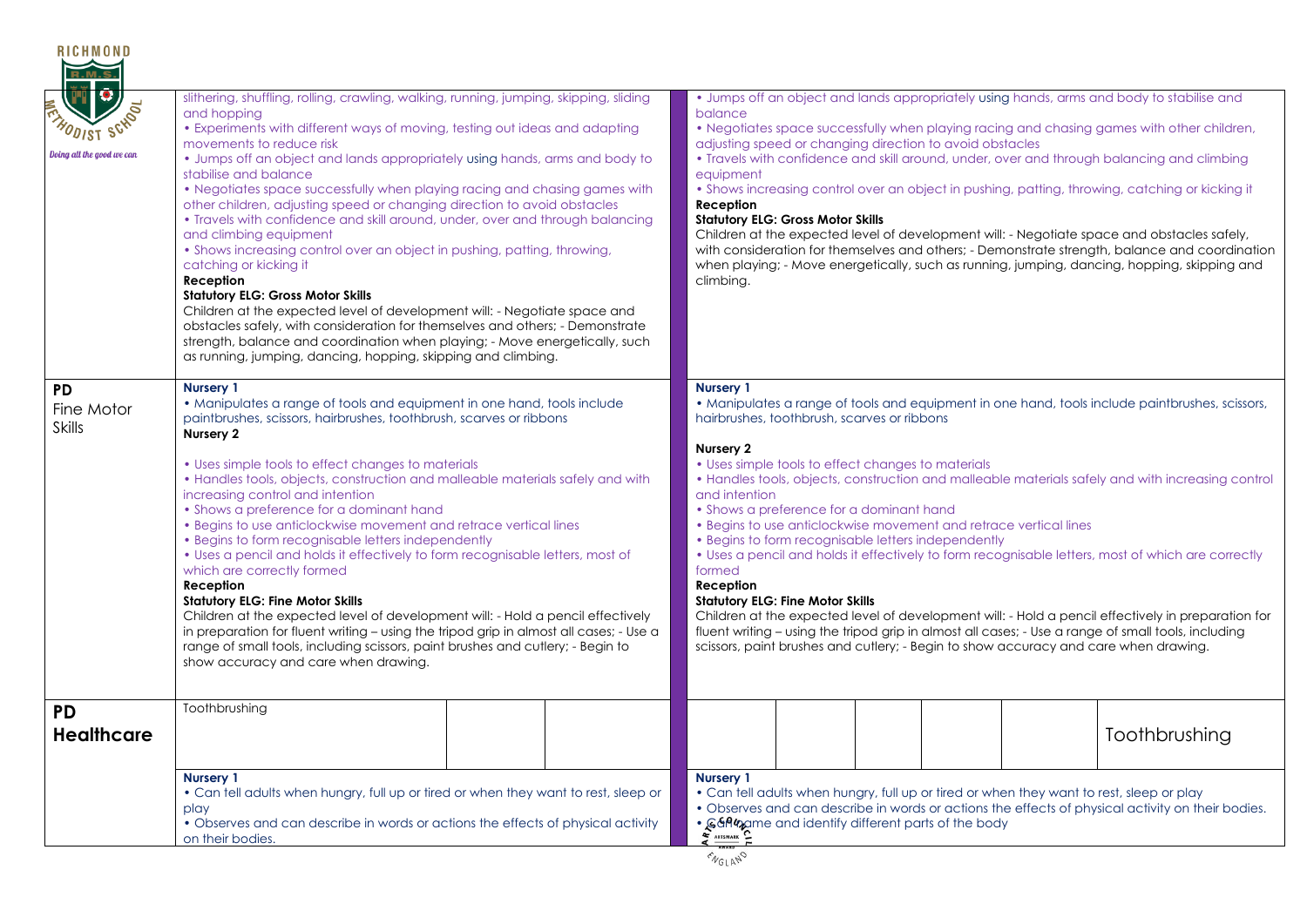| | | |
|---|---|---|
| | slithering, shuffling, rolling, crawling, walking, running, jumping, skipping, sliding and hopping<br>• Experiments with different ways of moving, testing out ideas and adapting movements to reduce risk<br>• Jumps off an object and lands appropriately using hands, arms and body to stabilise and balance<br>• Negotiates space successfully when playing racing and chasing games with other children, adjusting speed or changing direction to avoid obstacles<br>• Travels with confidence and skill around, under, over and through balancing and climbing equipment<br>• Shows increasing control over an object in pushing, patting, throwing, catching or kicking it<br>**Reception**<br>**Statutory ELG: Gross Motor Skills**<br>Children at the expected level of development will: - Negotiate space and obstacles safely, with consideration for themselves and others; - Demonstrate strength, balance and coordination when playing; - Move energetically, such as running, jumping, dancing, hopping, skipping and climbing. | • Jumps off an object and lands appropriately using hands, arms and body to stabilise and balance<br>• Negotiates space successfully when playing racing and chasing games with other children, adjusting speed or changing direction to avoid obstacles<br>• Travels with confidence and skill around, under, over and through balancing and climbing equipment<br>• Shows increasing control over an object in pushing, patting, throwing, catching or kicking it<br>**Reception**<br>**Statutory ELG: Gross Motor Skills**<br>Children at the expected level of development will: - Negotiate space and obstacles safely, with consideration for themselves and others; - Demonstrate strength, balance and coordination when playing; - Move energetically, such as running, jumping, dancing, hopping, skipping and climbing. |
| **PD** Fine Motor Skills | **Nursery 1**<br>• Manipulates a range of tools and equipment in one hand, tools include paintbrushes, scissors, hairbrushes, toothbrush, scarves or ribbons<br>**Nursery 2**<br>• Uses simple tools to effect changes to materials<br>• Handles tools, objects, construction and malleable materials safely and with increasing control and intention<br>• Shows a preference for a dominant hand<br>• Begins to use anticlockwise movement and retrace vertical lines<br>• Begins to form recognisable letters independently<br>• Uses a pencil and holds it effectively to form recognisable letters, most of which are correctly formed<br>**Reception**<br>**Statutory ELG: Fine Motor Skills**<br>Children at the expected level of development will: - Hold a pencil effectively in preparation for fluent writing – using the tripod grip in almost all cases; - Use a range of small tools, including scissors, paint brushes and cutlery; - Begin to show accuracy and care when drawing. | **Nursery 1**<br>• Manipulates a range of tools and equipment in one hand, tools include paintbrushes, scissors, hairbrushes, toothbrush, scarves or ribbons<br>**Nursery 2**<br>• Uses simple tools to effect changes to materials<br>• Handles tools, objects, construction and malleable materials safely and with increasing control and intention<br>• Shows a preference for a dominant hand<br>• Begins to use anticlockwise movement and retrace vertical lines<br>• Begins to form recognisable letters independently<br>• Uses a pencil and holds it effectively to form recognisable letters, most of which are correctly formed<br>**Reception**<br>**Statutory ELG: Fine Motor Skills**<br>Children at the expected level of development will: - Hold a pencil effectively in preparation for fluent writing – using the tripod grip in almost all cases; - Use a range of small tools, including scissors, paint brushes and cutlery; - Begin to show accuracy and care when drawing. |
| **PD Healthcare** | Toothbrushing | Toothbrushing |
| | **Nursery 1**<br>• Can tell adults when hungry, full up or tired or when they want to rest, sleep or play<br>• Observes and can describe in words or actions the effects of physical activity on their bodies. | **Nursery 1**<br>• Can tell adults when hungry, full up or tired or when they want to rest, sleep or play<br>• Observes and can describe in words or actions the effects of physical activity on their bodies.<br>• Can name and identify different parts of the body |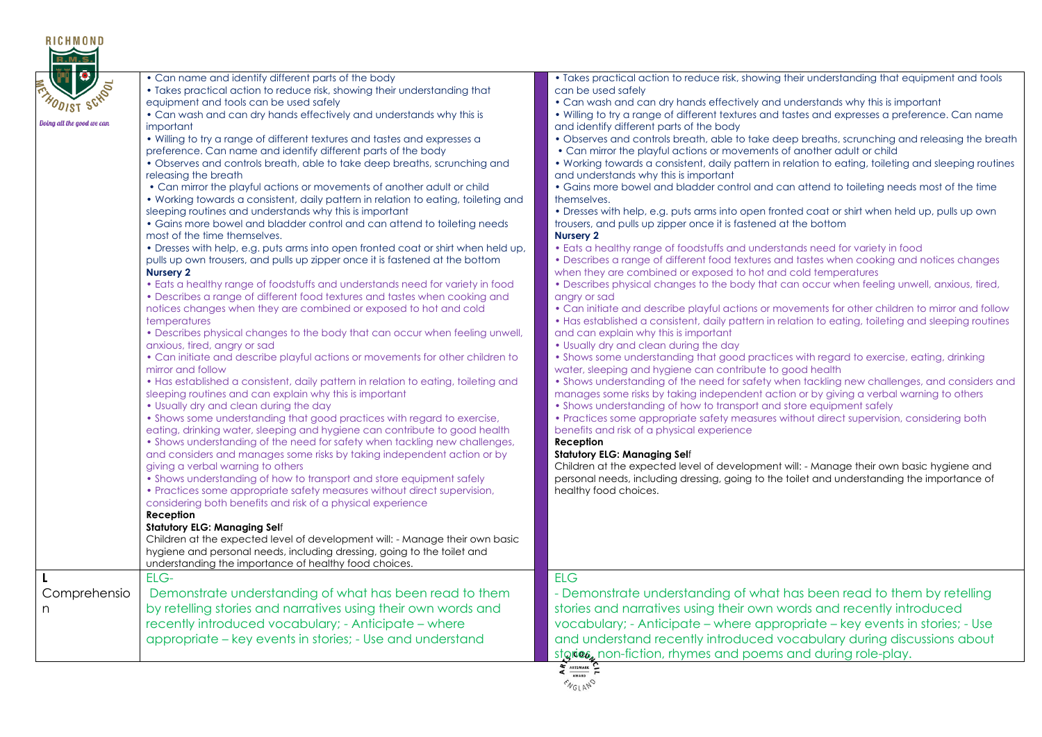| | | | |
|---|---|---|---|
| | • Can name and identify different parts of the body<br>• Takes practical action to reduce risk, showing their understanding that equipment and tools can be used safely<br>• Can wash and can dry hands effectively and understands why this is important<br>• Willing to try a range of different textures and tastes and expresses a preference. Can name and identify different parts of the body<br>• Observes and controls breath, able to take deep breaths, scrunching and releasing the breath<br>• Can mirror the playful actions or movements of another adult or child<br>• Working towards a consistent, daily pattern in relation to eating, toileting and sleeping routines and understands why this is important<br>• Gains more bowel and bladder control and can attend to toileting needs most of the time themselves.<br>• Dresses with help, e.g. puts arms into open fronted coat or shirt when held up, pulls up own trousers, and pulls up zipper once it is fastened at the bottom<br>**Nursery 2**<br>• Eats a healthy range of foodstuffs and understands need for variety in food<br>• Describes a range of different food textures and tastes when cooking and notices changes when they are combined or exposed to hot and cold temperatures<br>• Describes physical changes to the body that can occur when feeling unwell, anxious, tired, angry or sad<br>• Can initiate and describe playful actions or movements for other children to mirror and follow<br>• Has established a consistent, daily pattern in relation to eating, toileting and sleeping routines and can explain why this is important<br>• Usually dry and clean during the day<br>• Shows some understanding that good practices with regard to exercise, eating, drinking water, sleeping and hygiene can contribute to good health<br>• Shows understanding of the need for safety when tackling new challenges, and considers and manages some risks by taking independent action or by giving a verbal warning to others<br>• Shows understanding of how to transport and store equipment safely<br>• Practices some appropriate safety measures without direct supervision, considering both benefits and risk of a physical experience<br>**Reception**<br>**Statutory ELG: Managing Self**<br>Children at the expected level of development will: - Manage their own basic hygiene and personal needs, including dressing, going to the toilet and understanding the importance of healthy food choices. | | • Takes practical action to reduce risk, showing their understanding that equipment and tools can be used safely<br>• Can wash and can dry hands effectively and understands why this is important<br>• Willing to try a range of different textures and tastes and expresses a preference. Can name and identify different parts of the body<br>• Observes and controls breath, able to take deep breaths, scrunching and releasing the breath<br>• Can mirror the playful actions or movements of another adult or child<br>• Working towards a consistent, daily pattern in relation to eating, toileting and sleeping routines and understands why this is important<br>• Gains more bowel and bladder control and can attend to toileting needs most of the time themselves.<br>• Dresses with help, e.g. puts arms into open fronted coat or shirt when held up, pulls up own trousers, and pulls up zipper once it is fastened at the bottom<br>**Nursery 2**<br>• Eats a healthy range of foodstuffs and understands need for variety in food<br>• Describes a range of different food textures and tastes when cooking and notices changes when they are combined or exposed to hot and cold temperatures<br>• Describes physical changes to the body that can occur when feeling unwell, anxious, tired, angry or sad<br>• Can initiate and describe playful actions or movements for other children to mirror and follow<br>• Has established a consistent, daily pattern in relation to eating, toileting and sleeping routines and can explain why this is important<br>• Usually dry and clean during the day<br>• Shows some understanding that good practices with regard to exercise, eating, drinking water, sleeping and hygiene can contribute to good health<br>• Shows understanding of the need for safety when tackling new challenges, and considers and manages some risks by taking independent action or by giving a verbal warning to others<br>• Shows understanding of how to transport and store equipment safely<br>• Practices some appropriate safety measures without direct supervision, considering both benefits and risk of a physical experience<br>**Reception**<br>**Statutory ELG: Managing Self**<br>Children at the expected level of development will: - Manage their own basic hygiene and personal needs, including dressing, going to the toilet and understanding the importance of healthy food choices. |
| **L**<br>Comprehension | ELG-<br>Demonstrate understanding of what has been read to them by retelling stories and narratives using their own words and recently introduced vocabulary; - Anticipate – where appropriate – key events in stories; - Use and understand | | ELG<br>- Demonstrate understanding of what has been read to them by retelling stories and narratives using their own words and recently introduced vocabulary; - Anticipate – where appropriate – key events in stories; - Use and understand recently introduced vocabulary during discussions about stories, non-fiction, rhymes and poems and during role-play. |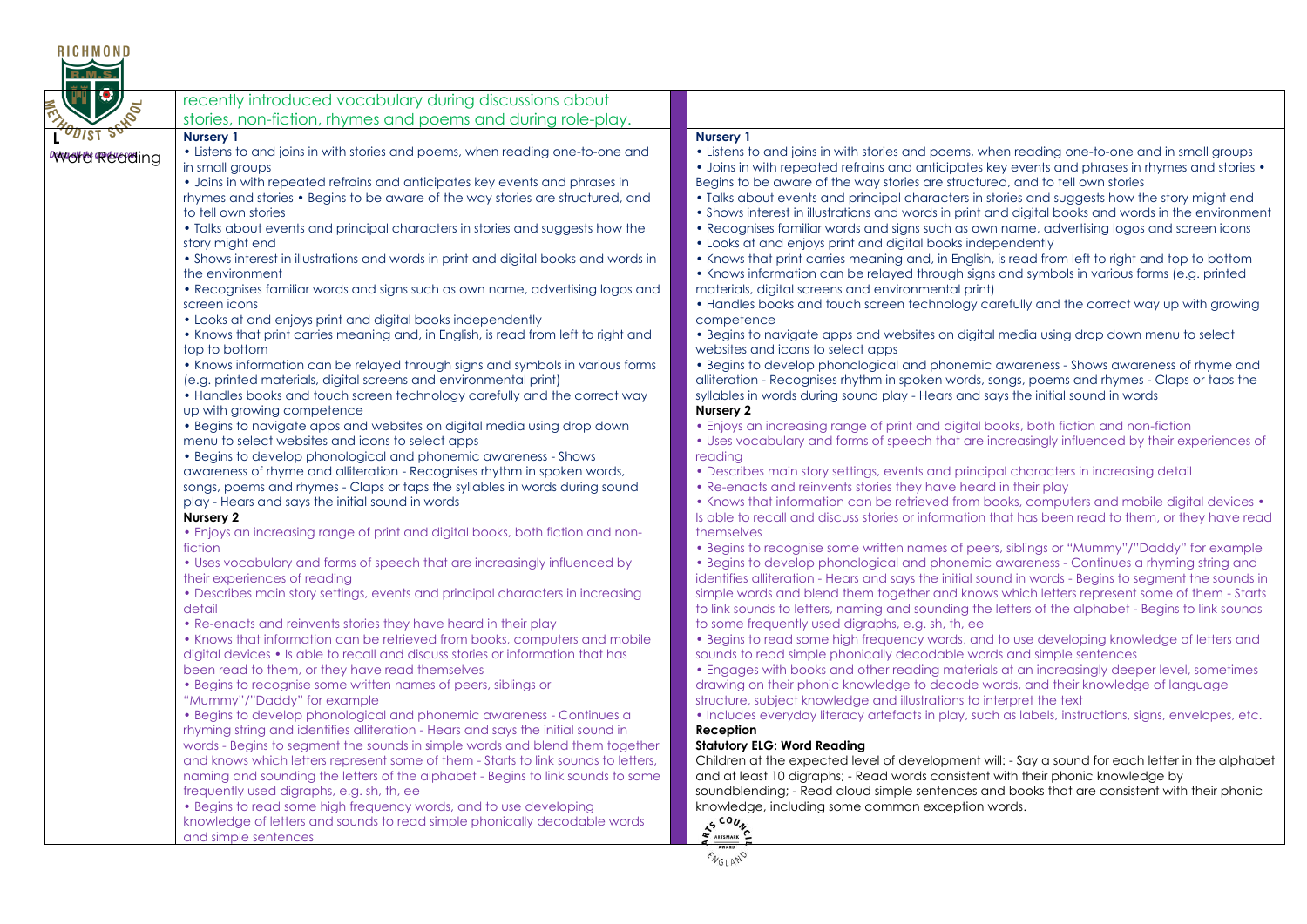| | | | |
|---|---|---|---|
| | recently introduced vocabulary during discussions about stories, non-fiction, rhymes and poems and during role-play. | | |
| L Word Reading | **Nursery 1**<br>• Listens to and joins in with stories and poems, when reading one-to-one and in small groups<br>• Joins in with repeated refrains and anticipates key events and phrases in rhymes and stories • Begins to be aware of the way stories are structured, and to tell own stories<br>• Talks about events and principal characters in stories and suggests how the story might end<br>• Shows interest in illustrations and words in print and digital books and words in the environment<br>• Recognises familiar words and signs such as own name, advertising logos and screen icons<br>• Looks at and enjoys print and digital books independently<br>• Knows that print carries meaning and, in English, is read from left to right and top to bottom<br>• Knows information can be relayed through signs and symbols in various forms (e.g. printed materials, digital screens and environmental print)<br>• Handles books and touch screen technology carefully and the correct way up with growing competence<br>• Begins to navigate apps and websites on digital media using drop down menu to select websites and icons to select apps<br>• Begins to develop phonological and phonemic awareness - Shows awareness of rhyme and alliteration - Recognises rhythm in spoken words, songs, poems and rhymes - Claps or taps the syllables in words during sound play - Hears and says the initial sound in words<br>**Nursery 2**<br>• Enjoys an increasing range of print and digital books, both fiction and non-fiction<br>• Uses vocabulary and forms of speech that are increasingly influenced by their experiences of reading<br>• Describes main story settings, events and principal characters in increasing detail<br>• Re-enacts and reinvents stories they have heard in their play<br>• Knows that information can be retrieved from books, computers and mobile digital devices • Is able to recall and discuss stories or information that has been read to them, or they have read themselves<br>• Begins to recognise some written names of peers, siblings or "Mummy"/"Daddy" for example<br>• Begins to develop phonological and phonemic awareness - Continues a rhyming string and identifies alliteration - Hears and says the initial sound in words - Begins to segment the sounds in simple words and blend them together and knows which letters represent some of them - Starts to link sounds to letters, naming and sounding the letters of the alphabet - Begins to link sounds to some frequently used digraphs, e.g. sh, th, ee<br>• Begins to read some high frequency words, and to use developing knowledge of letters and sounds to read simple phonically decodable words and simple sentences | | **Nursery 1**<br>• Listens to and joins in with stories and poems, when reading one-to-one and in small groups<br>• Joins in with repeated refrains and anticipates key events and phrases in rhymes and stories • Begins to be aware of the way stories are structured, and to tell own stories<br>• Talks about events and principal characters in stories and suggests how the story might end<br>• Shows interest in illustrations and words in print and digital books and words in the environment<br>• Recognises familiar words and signs such as own name, advertising logos and screen icons<br>• Looks at and enjoys print and digital books independently<br>• Knows that print carries meaning and, in English, is read from left to right and top to bottom<br>• Knows information can be relayed through signs and symbols in various forms (e.g. printed materials, digital screens and environmental print)<br>• Handles books and touch screen technology carefully and the correct way up with growing competence<br>• Begins to navigate apps and websites on digital media using drop down menu to select websites and icons to select apps<br>• Begins to develop phonological and phonemic awareness - Shows awareness of rhyme and alliteration - Recognises rhythm in spoken words, songs, poems and rhymes - Claps or taps the syllables in words during sound play - Hears and says the initial sound in words<br>**Nursery 2**<br>• Enjoys an increasing range of print and digital books, both fiction and non-fiction<br>• Uses vocabulary and forms of speech that are increasingly influenced by their experiences of reading<br>• Describes main story settings, events and principal characters in increasing detail<br>• Re-enacts and reinvents stories they have heard in their play<br>• Knows that information can be retrieved from books, computers and mobile digital devices • Is able to recall and discuss stories or information that has been read to them, or they have read themselves<br>• Begins to recognise some written names of peers, siblings or "Mummy"/"Daddy" for example<br>• Begins to develop phonological and phonemic awareness - Continues a rhyming string and identifies alliteration - Hears and says the initial sound in words - Begins to segment the sounds in simple words and blend them together and knows which letters represent some of them - Starts to link sounds to letters, naming and sounding the letters of the alphabet - Begins to link sounds to some frequently used digraphs, e.g. sh, th, ee<br>• Begins to read some high frequency words, and to use developing knowledge of letters and sounds to read simple phonically decodable words and simple sentences<br>• Engages with books and other reading materials at an increasingly deeper level, sometimes drawing on their phonic knowledge to decode words, and their knowledge of language structure, subject knowledge and illustrations to interpret the text<br>• Includes everyday literacy artefacts in play, such as labels, instructions, signs, envelopes, etc.<br>**Reception**<br>**Statutory ELG: Word Reading**<br>Children at the expected level of development will: - Say a sound for each letter in the alphabet and at least 10 digraphs; - Read words consistent with their phonic knowledge by soundblending; - Read aloud simple sentences and books that are consistent with their phonic knowledge, including some common exception words. |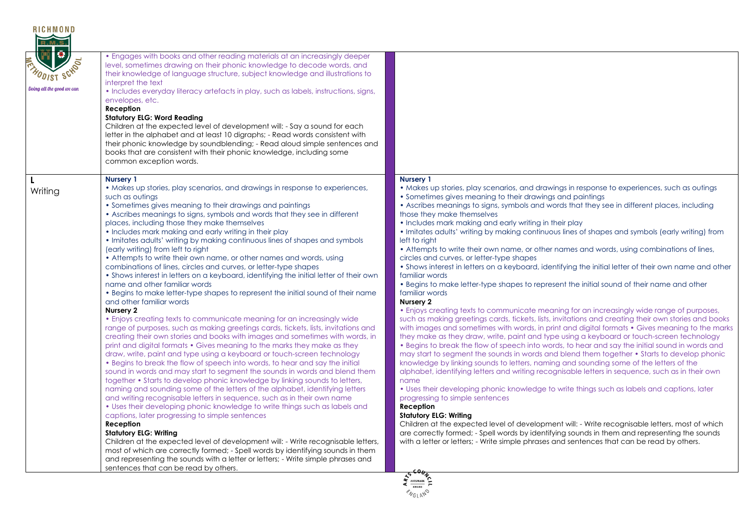| | | |
|---|---|---|
| | • Engages with books and other reading materials at an increasingly deeper level, sometimes drawing on their phonic knowledge to decode words, and their knowledge of language structure, subject knowledge and illustrations to interpret the text<br>• Includes everyday literacy artefacts in play, such as labels, instructions, signs, envelopes, etc.<br>**Reception**<br>**Statutory ELG: Word Reading**<br>Children at the expected level of development will: - Say a sound for each letter in the alphabet and at least 10 digraphs; - Read words consistent with their phonic knowledge by soundblending; - Read aloud simple sentences and books that are consistent with their phonic knowledge, including some common exception words. | |
| **L**<br>Writing | **Nursery 1**<br>• Makes up stories, play scenarios, and drawings in response to experiences, such as outings<br>• Sometimes gives meaning to their drawings and paintings<br>• Ascribes meanings to signs, symbols and words that they see in different places, including those they make themselves<br>• Includes mark making and early writing in their play<br>• Imitates adults' writing by making continuous lines of shapes and symbols (early writing) from left to right<br>• Attempts to write their own name, or other names and words, using combinations of lines, circles and curves, or letter-type shapes<br>• Shows interest in letters on a keyboard, identifying the initial letter of their own name and other familiar words<br>• Begins to make letter-type shapes to represent the initial sound of their name and other familiar words<br>**Nursery 2**<br>• Enjoys creating texts to communicate meaning for an increasingly wide range of purposes, such as making greetings cards, tickets, lists, invitations and creating their own stories and books with images and sometimes with words, in print and digital formats • Gives meaning to the marks they make as they draw, write, paint and type using a keyboard or touch-screen technology<br>• Begins to break the flow of speech into words, to hear and say the initial sound in words and may start to segment the sounds in words and blend them together • Starts to develop phonic knowledge by linking sounds to letters, naming and sounding some of the letters of the alphabet, identifying letters and writing recognisable letters in sequence, such as in their own name<br>• Uses their developing phonic knowledge to write things such as labels and captions, later progressing to simple sentences<br>**Reception**<br>**Statutory ELG: Writing**<br>Children at the expected level of development will: - Write recognisable letters, most of which are correctly formed; - Spell words by identifying sounds in them and representing the sounds with a letter or letters; - Write simple phrases and sentences that can be read by others. | **Nursery 1**<br>• Makes up stories, play scenarios, and drawings in response to experiences, such as outings<br>• Sometimes gives meaning to their drawings and paintings<br>• Ascribes meanings to signs, symbols and words that they see in different places, including those they make themselves<br>• Includes mark making and early writing in their play<br>• Imitates adults' writing by making continuous lines of shapes and symbols (early writing) from left to right<br>• Attempts to write their own name, or other names and words, using combinations of lines, circles and curves, or letter-type shapes<br>• Shows interest in letters on a keyboard, identifying the initial letter of their own name and other familiar words<br>• Begins to make letter-type shapes to represent the initial sound of their name and other familiar words<br>**Nursery 2**<br>• Enjoys creating texts to communicate meaning for an increasingly wide range of purposes, such as making greetings cards, tickets, lists, invitations and creating their own stories and books with images and sometimes with words, in print and digital formats • Gives meaning to the marks they make as they draw, write, paint and type using a keyboard or touch-screen technology<br>• Begins to break the flow of speech into words, to hear and say the initial sound in words and may start to segment the sounds in words and blend them together • Starts to develop phonic knowledge by linking sounds to letters, naming and sounding some of the letters of the alphabet, identifying letters and writing recognisable letters in sequence, such as in their own name<br>• Uses their developing phonic knowledge to write things such as labels and captions, later progressing to simple sentences<br>**Reception**<br>**Statutory ELG: Writing**<br>Children at the expected level of development will: - Write recognisable letters, most of which are correctly formed; - Spell words by identifying sounds in them and representing the sounds with a letter or letters; - Write simple phrases and sentences that can be read by others. |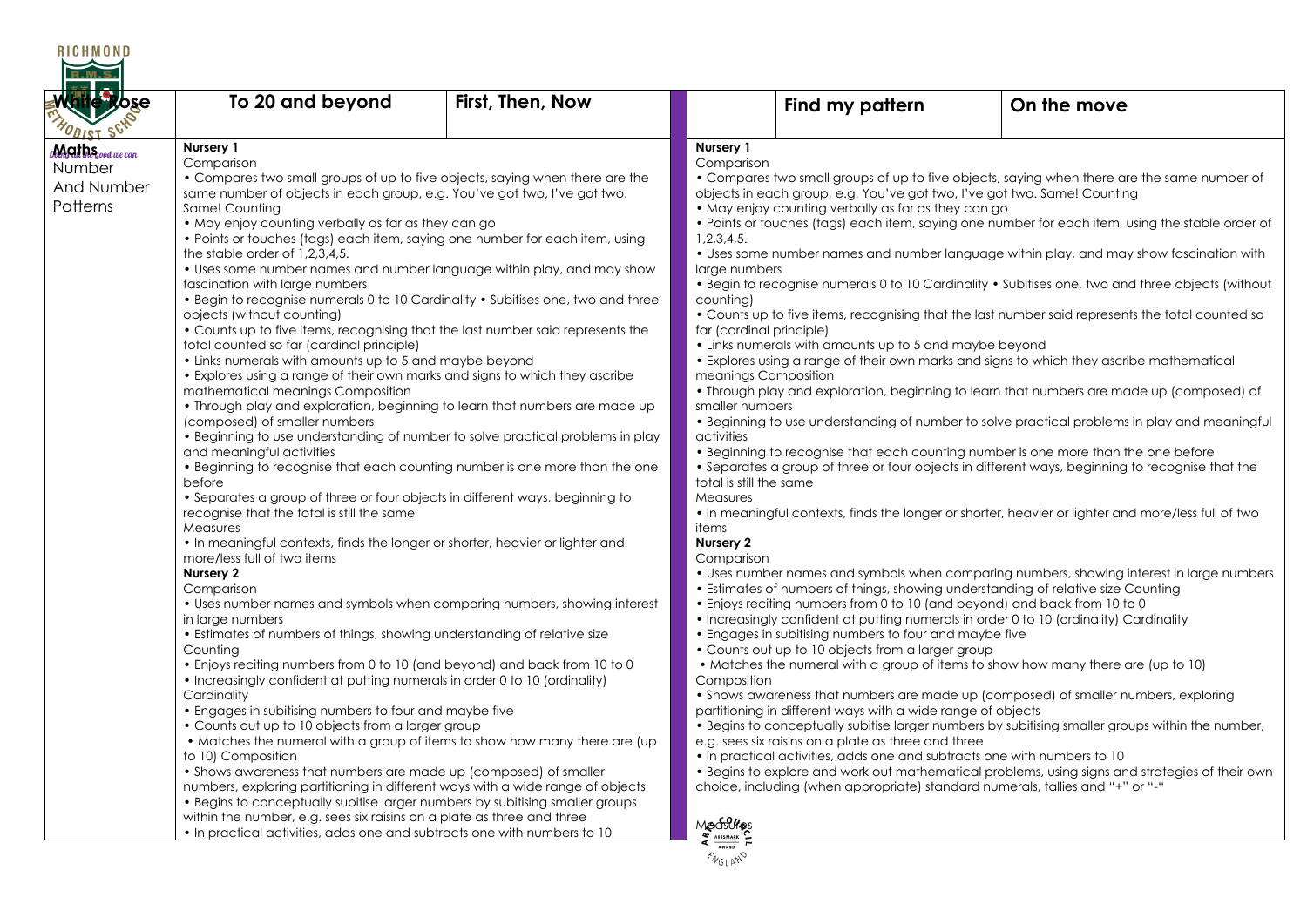| White Rose | To 20 and beyond | First, Then, Now | Find my pattern | On the move |
|---|---|---|---|---|
| **Maths** Number And Number Patterns | **Nursery 1**<br>Comparison<br>• Compares two small groups of up to five objects, saying when there are the same number of objects in each group, e.g. You've got two, I've got two. Same! Counting<br>• May enjoy counting verbally as far as they can go<br>• Points or touches (tags) each item, saying one number for each item, using the stable order of 1,2,3,4,5.<br>• Uses some number names and number language within play, and may show fascination with large numbers<br>• Begin to recognise numerals 0 to 10 Cardinality • Subitises one, two and three objects (without counting)<br>• Counts up to five items, recognising that the last number said represents the total counted so far (cardinal principle)<br>• Links numerals with amounts up to 5 and maybe beyond<br>• Explores using a range of their own marks and signs to which they ascribe mathematical meanings Composition<br>• Through play and exploration, beginning to learn that numbers are made up (composed) of smaller numbers<br>• Beginning to use understanding of number to solve practical problems in play and meaningful activities<br>• Beginning to recognise that each counting number is one more than the one before<br>• Separates a group of three or four objects in different ways, beginning to recognise that the total is still the same<br>Measures<br>• In meaningful contexts, finds the longer or shorter, heavier or lighter and more/less full of two items<br>**Nursery 2**<br>Comparison<br>• Uses number names and symbols when comparing numbers, showing interest in large numbers<br>• Estimates of numbers of things, showing understanding of relative size<br>Counting<br>• Enjoys reciting numbers from 0 to 10 (and beyond) and back from 10 to 0<br>• Increasingly confident at putting numerals in order 0 to 10 (ordinality)<br>Cardinality<br>• Engages in subitising numbers to four and maybe five<br>• Counts out up to 10 objects from a larger group<br>• Matches the numeral with a group of items to show how many there are (up to 10) Composition<br>• Shows awareness that numbers are made up (composed) of smaller numbers, exploring partitioning in different ways with a wide range of objects<br>• Begins to conceptually subitise larger numbers by subitising smaller groups within the number, e.g. sees six raisins on a plate as three and three<br>• In practical activities, adds one and subtracts one with numbers to 10 | | **Nursery 1**<br>Comparison<br>• Compares two small groups of up to five objects, saying when there are the same number of objects in each group, e.g. You've got two, I've got two. Same! Counting<br>• May enjoy counting verbally as far as they can go<br>• Points or touches (tags) each item, saying one number for each item, using the stable order of 1,2,3,4,5.<br>• Uses some number names and number language within play, and may show fascination with large numbers<br>• Begin to recognise numerals 0 to 10 Cardinality • Subitises one, two and three objects (without counting)<br>• Counts up to five items, recognising that the last number said represents the total counted so far (cardinal principle)<br>• Links numerals with amounts up to 5 and maybe beyond<br>• Explores using a range of their own marks and signs to which they ascribe mathematical meanings Composition<br>• Through play and exploration, beginning to learn that numbers are made up (composed) of smaller numbers<br>• Beginning to use understanding of number to solve practical problems in play and meaningful activities<br>• Beginning to recognise that each counting number is one more than the one before<br>• Separates a group of three or four objects in different ways, beginning to recognise that the total is still the same<br>Measures<br>• In meaningful contexts, finds the longer or shorter, heavier or lighter and more/less full of two items<br>**Nursery 2**<br>Comparison<br>• Uses number names and symbols when comparing numbers, showing interest in large numbers<br>• Estimates of numbers of things, showing understanding of relative size Counting<br>• Enjoys reciting numbers from 0 to 10 (and beyond) and back from 10 to 0<br>• Increasingly confident at putting numerals in order 0 to 10 (ordinality) Cardinality<br>• Engages in subitising numbers to four and maybe five<br>• Counts out up to 10 objects from a larger group<br>• Matches the numeral with a group of items to show how many there are (up to 10)<br>Composition<br>• Shows awareness that numbers are made up (composed) of smaller numbers, exploring partitioning in different ways with a wide range of objects<br>• Begins to conceptually subitise larger numbers by subitising smaller groups within the number, e.g. sees six raisins on a plate as three and three<br>• In practical activities, adds one and subtracts one with numbers to 10<br>• Begins to explore and work out mathematical problems, using signs and strategies of their own choice, including (when appropriate) standard numerals, tallies and "+" or "-"<br><br>Measures | |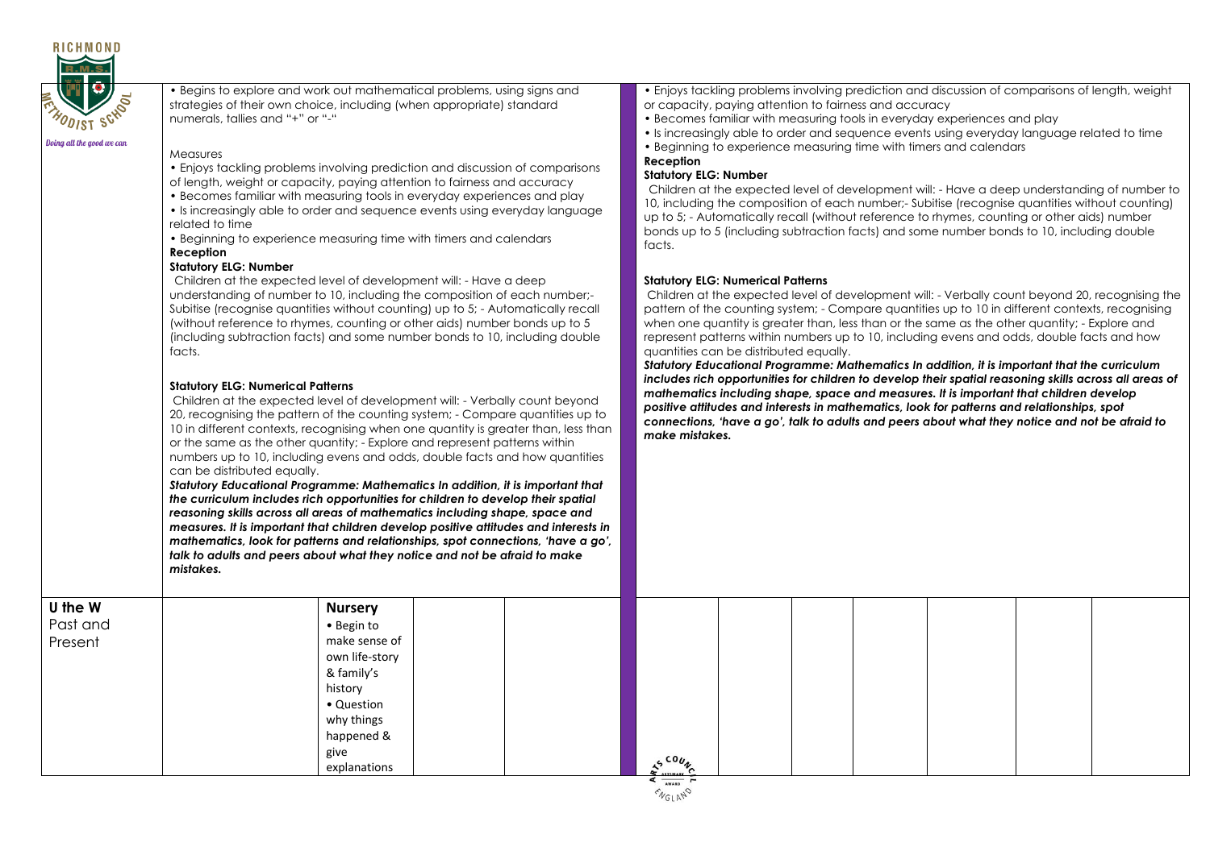• Begins to explore and work out mathematical problems, using signs and strategies of their own choice, including (when appropriate) standard numerals, tallies and "+" or "-"

Measures

• Enjoys tackling problems involving prediction and discussion of comparisons of length, weight or capacity, paying attention to fairness and accuracy
• Becomes familiar with measuring tools in everyday experiences and play
• Is increasingly able to order and sequence events using everyday language related to time
• Beginning to experience measuring time with timers and calendars

**Reception**

**Statutory ELG: Number**

Children at the expected level of development will: - Have a deep understanding of number to 10, including the composition of each number;- Subitise (recognise quantities without counting) up to 5; - Automatically recall (without reference to rhymes, counting or other aids) number bonds up to 5 (including subtraction facts) and some number bonds to 10, including double facts.

**Statutory ELG: Numerical Patterns**

Children at the expected level of development will: - Verbally count beyond 20, recognising the pattern of the counting system; - Compare quantities up to 10 in different contexts, recognising when one quantity is greater than, less than or the same as the other quantity; - Explore and represent patterns within numbers up to 10, including evens and odds, double facts and how quantities can be distributed equally.

***Statutory Educational Programme: Mathematics In addition, it is important that the curriculum includes rich opportunities for children to develop their spatial reasoning skills across all areas of mathematics including shape, space and measures. It is important that children develop positive attitudes and interests in mathematics, look for patterns and relationships, spot connections, 'have a go', talk to adults and peers about what they notice and not be afraid to make mistakes.***

• Enjoys tackling problems involving prediction and discussion of comparisons of length, weight or capacity, paying attention to fairness and accuracy
• Becomes familiar with measuring tools in everyday experiences and play
• Is increasingly able to order and sequence events using everyday language related to time
• Beginning to experience measuring time with timers and calendars

**Reception**

**Statutory ELG: Number**

Children at the expected level of development will: - Have a deep understanding of number to 10, including the composition of each number;- Subitise (recognise quantities without counting) up to 5; - Automatically recall (without reference to rhymes, counting or other aids) number bonds up to 5 (including subtraction facts) and some number bonds to 10, including double facts.

**Statutory ELG: Numerical Patterns**

Children at the expected level of development will: - Verbally count beyond 20, recognising the pattern of the counting system; - Compare quantities up to 10 in different contexts, recognising when one quantity is greater than, less than or the same as the other quantity; - Explore and represent patterns within numbers up to 10, including evens and odds, double facts and how quantities can be distributed equally.

***Statutory Educational Programme: Mathematics In addition, it is important that the curriculum includes rich opportunities for children to develop their spatial reasoning skills across all areas of mathematics including shape, space and measures. It is important that children develop positive attitudes and interests in mathematics, look for patterns and relationships, spot connections, 'have a go', talk to adults and peers about what they notice and not be afraid to make mistakes.***

| U the W Past and Present | | **Nursery** • Begin to make sense of own life-story & family's history • Question why things happened & give explanations | | | | | | | | | |
|---|---|---|---|---|---|---|---|---|---|---|---|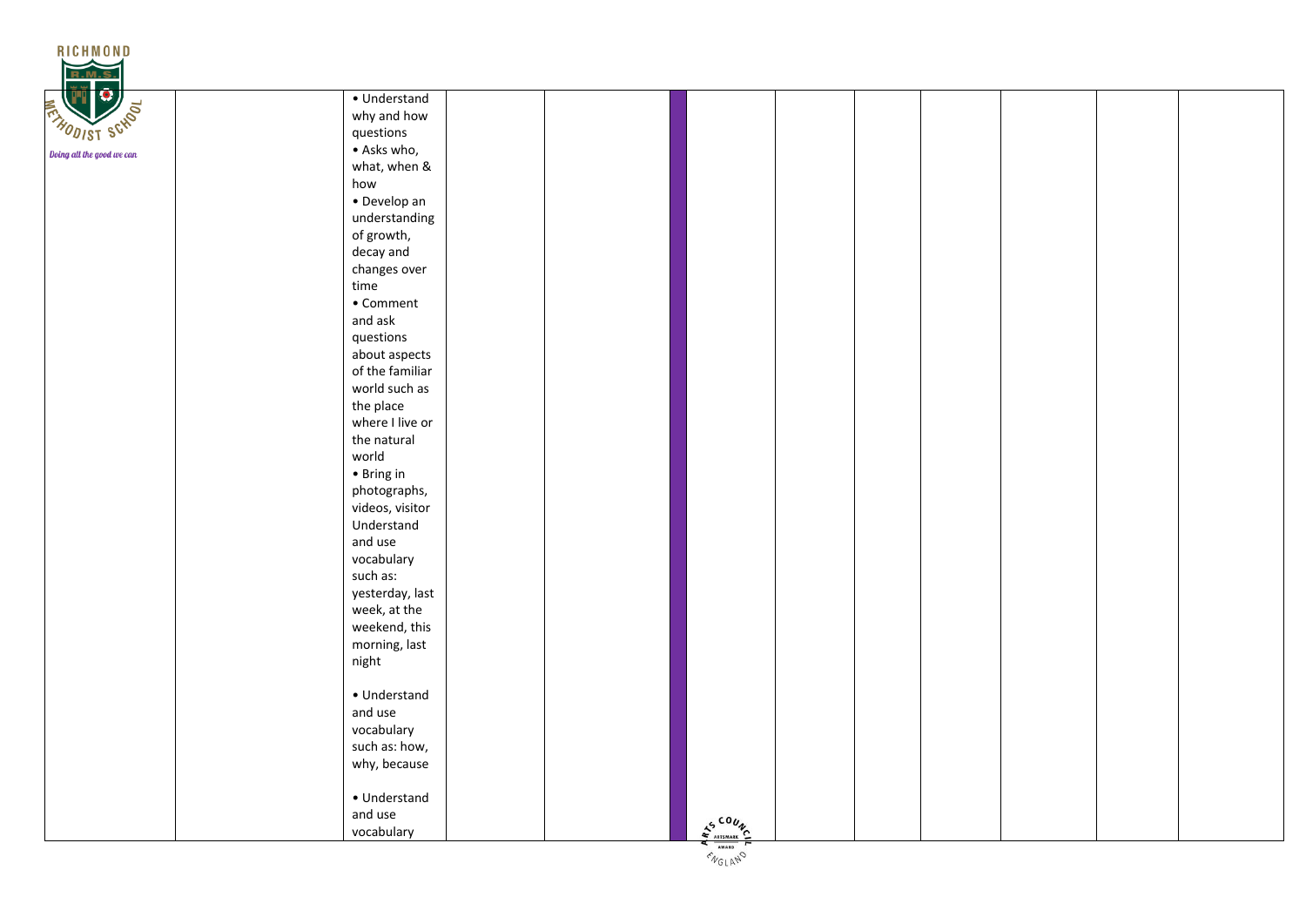| | | | | | | | | | | | | |
|---|---|---|---|---|---|---|---|---|---|---|---|---|
| | | • Understand why and how questions<br>• Asks who, what, when & how<br>• Develop an understanding of growth, decay and changes over time<br>• Comment and ask questions about aspects of the familiar world such as the place where I live or the natural world<br>• Bring in photographs, videos, visitor Understand and use vocabulary such as: yesterday, last week, at the weekend, this morning, last night<br><br>• Understand and use vocabulary such as: how, why, because<br><br>• Understand and use vocabulary | | | | | | | | | | |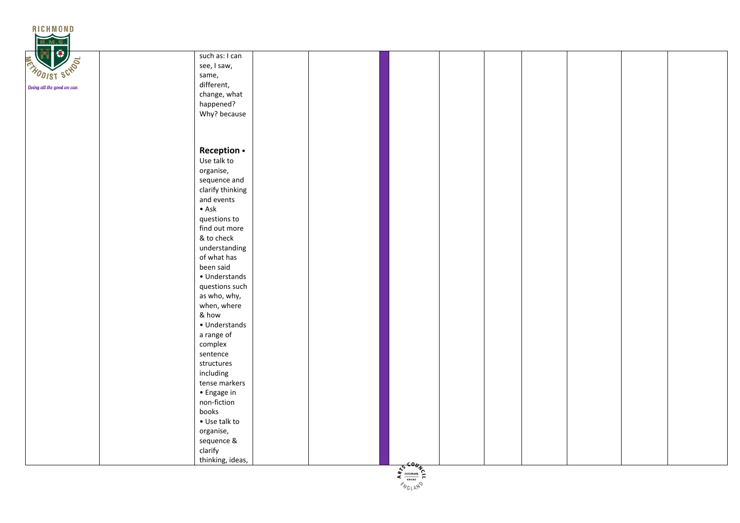|  |  |  |  |  |  |  |  |  |  |  |  |
|---|---|---|---|---|---|---|---|---|---|---|---|
|  |  | such as: I can see, I saw, same, different, change, what happened? Why? because<br><br>**Reception •** Use talk to organise, sequence and clarify thinking and events<br>• Ask questions to find out more & to check understanding of what has been said<br>• Understands questions such as who, why, when, where & how<br>• Understands a range of complex sentence structures including tense markers<br>• Engage in non-fiction books<br>• Use talk to organise, sequence & clarify thinking, ideas, |  |  |  |  |  |  |  |  |  |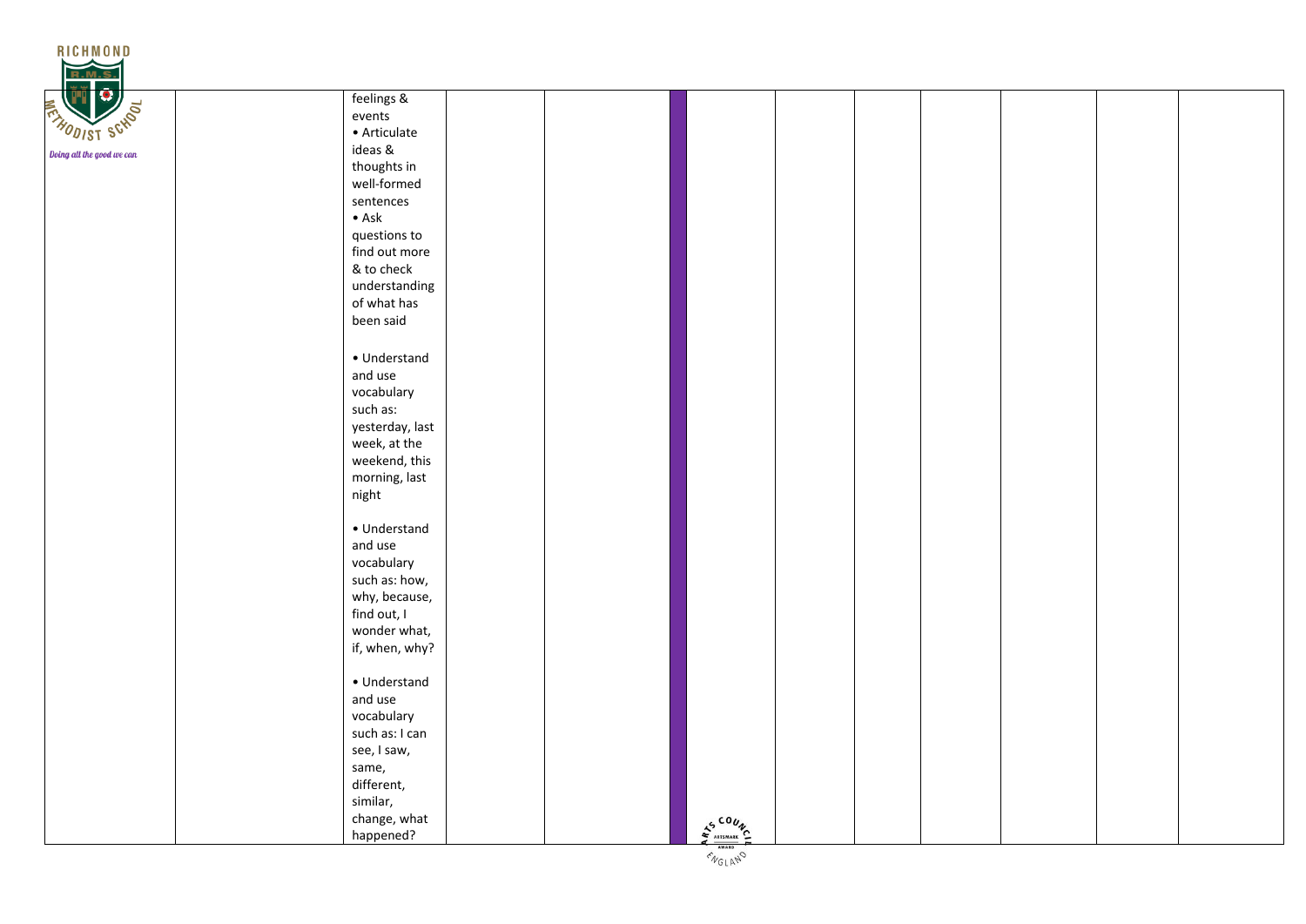|  |  | feelings & events<br>• Articulate ideas & thoughts in well-formed sentences<br>• Ask questions to find out more & to check understanding of what has been said<br><br>• Understand and use vocabulary such as: yesterday, last week, at the weekend, this morning, last night<br><br>• Understand and use vocabulary such as: how, why, because, find out, I wonder what, if, when, why?<br><br>• Understand and use vocabulary such as: I can see, I saw, same, different, similar, change, what happened? |  |  |  |  |  |  |  |  |  |  |
|---|---|---|---|---|---|---|---|---|---|---|---|---|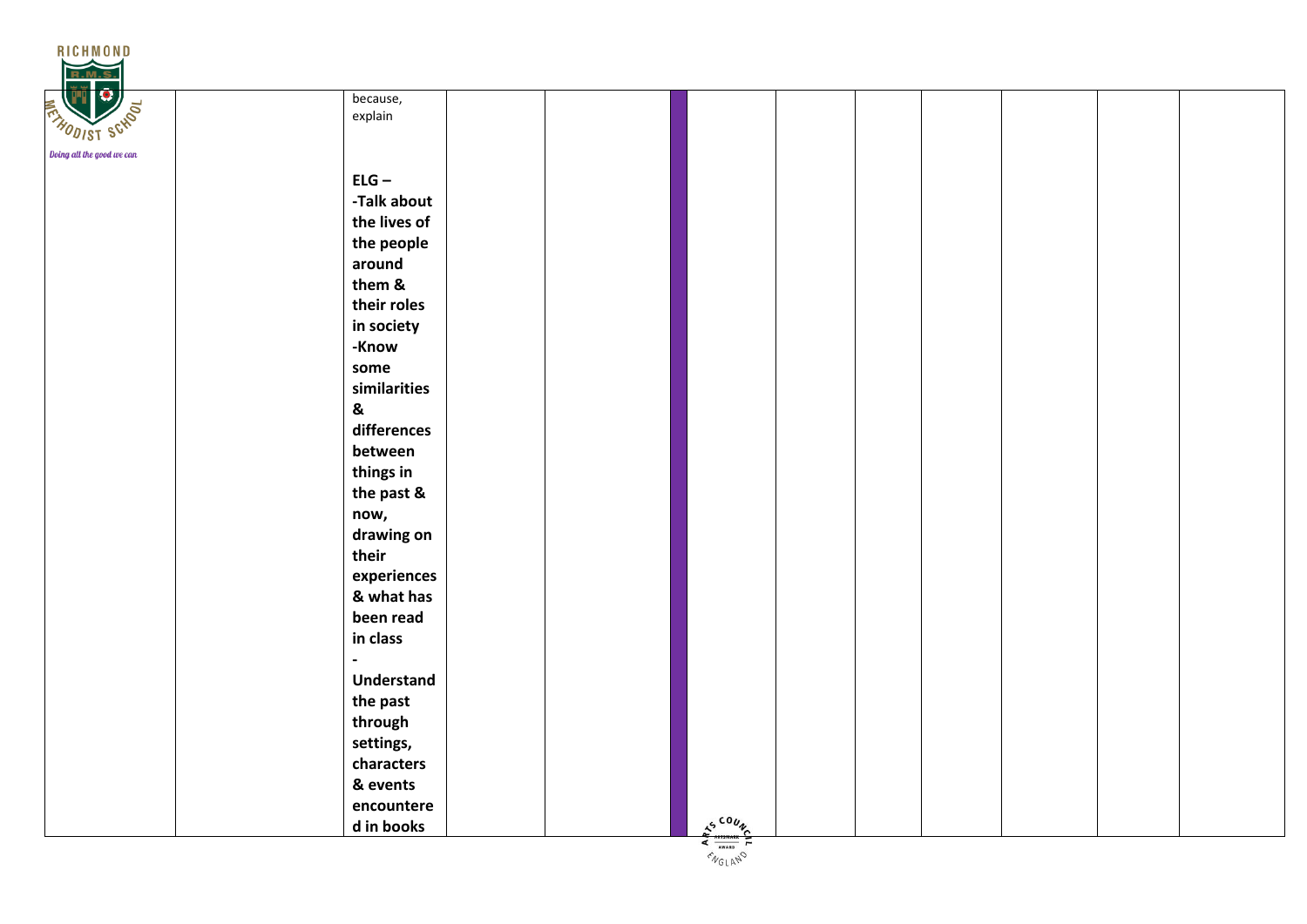| | | | | | | | | | | | |
|---|---|---|---|---|---|---|---|---|---|---|---|
| | because, explain<br><br>**ELG – -Talk about the lives of the people around them & their roles in society -Know some similarities & differences between things in the past & now, drawing on their experiences & what has been read in class - Understand the past through settings, characters & events encountered in books** | | | | | | | | | | |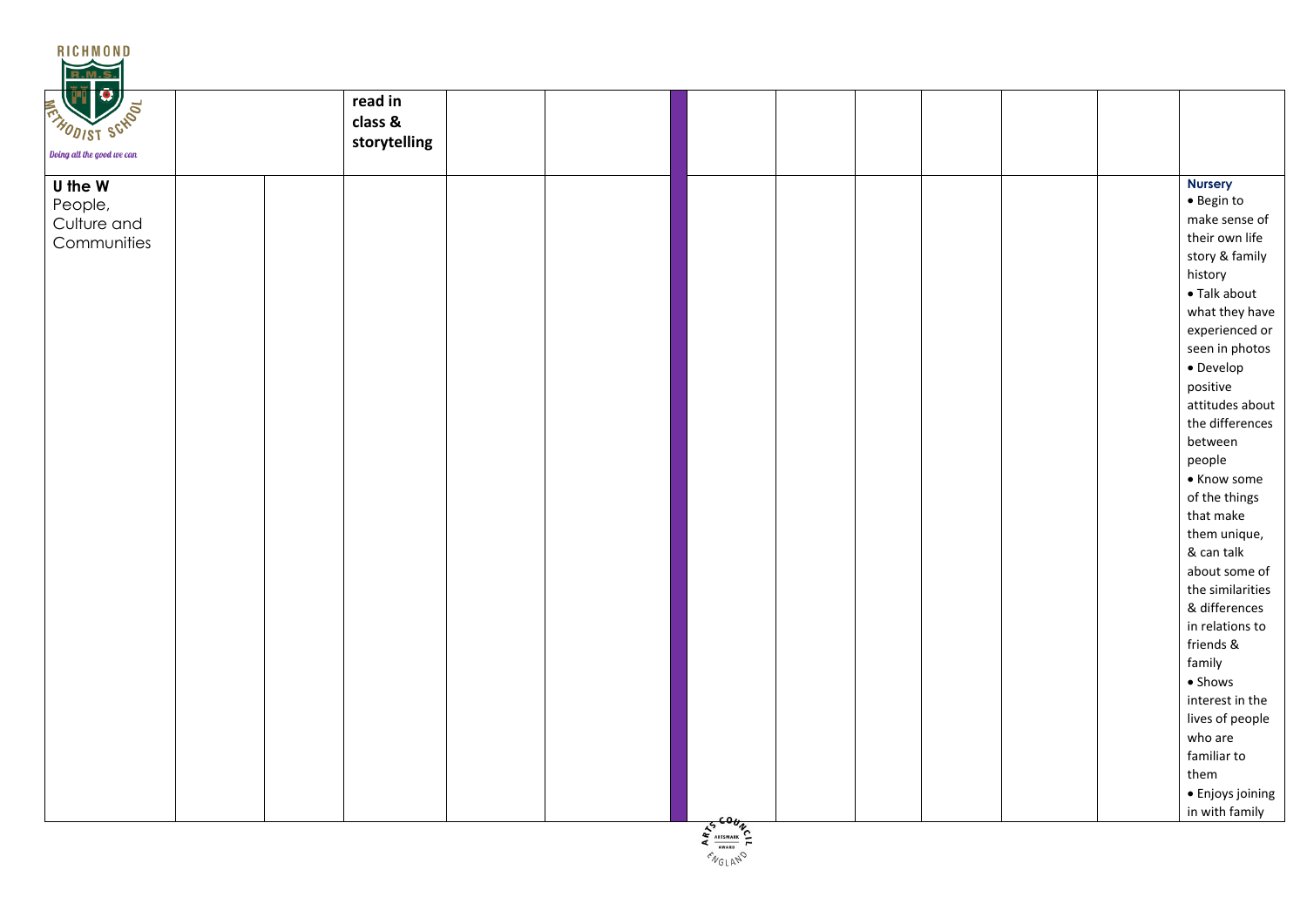| | | | | | | | | | | | | |
|---|---|---|---|---|---|---|---|---|---|---|---|---|
| | | | **read in class & storytelling** | | | | | | | | | |
| **U the W** People, Culture and Communities | | | | | | | | | | | | **Nursery** • Begin to make sense of their own life story & family history • Talk about what they have experienced or seen in photos • Develop positive attitudes about the differences between people • Know some of the things that make them unique, & can talk about some of the similarities & differences in relations to friends & family • Shows interest in the lives of people who are familiar to them • Enjoys joining in with family |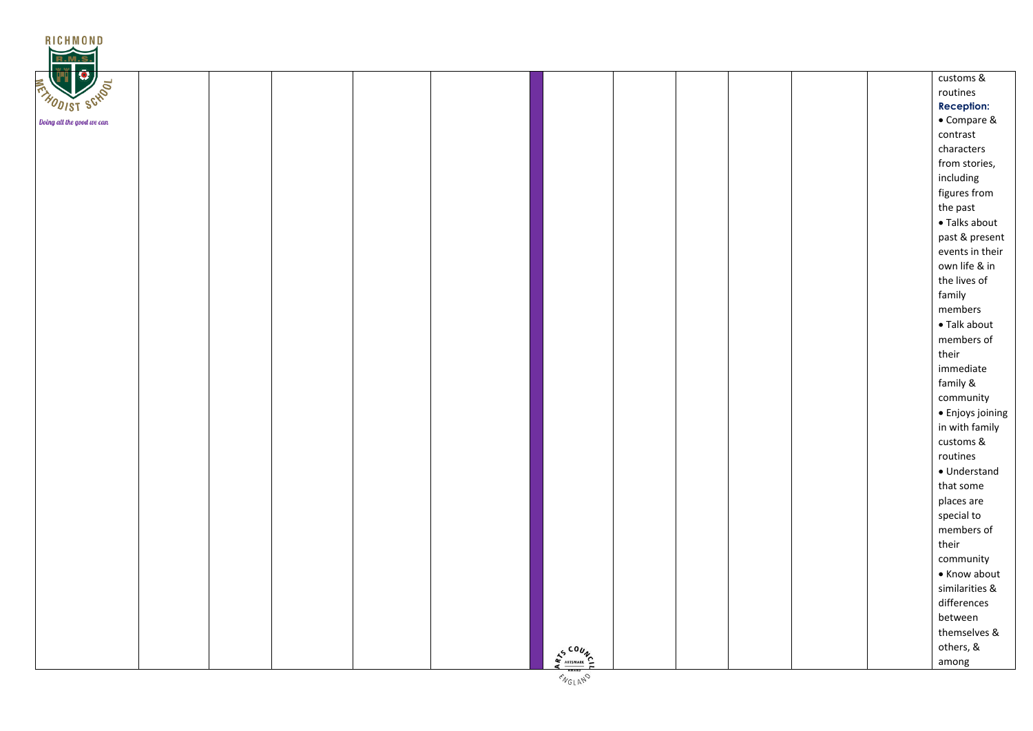| | | | | | | | | | | | |
|---|---|---|---|---|---|---|---|---|---|---|---|
| | | | | | | | | | | | customs & routines **Reception:** • Compare & contrast characters from stories, including figures from the past • Talks about past & present events in their own life & in the lives of family members • Talk about members of their immediate family & community • Enjoys joining in with family customs & routines • Understand that some places are special to members of their community • Know about similarities & differences between themselves & others, & among |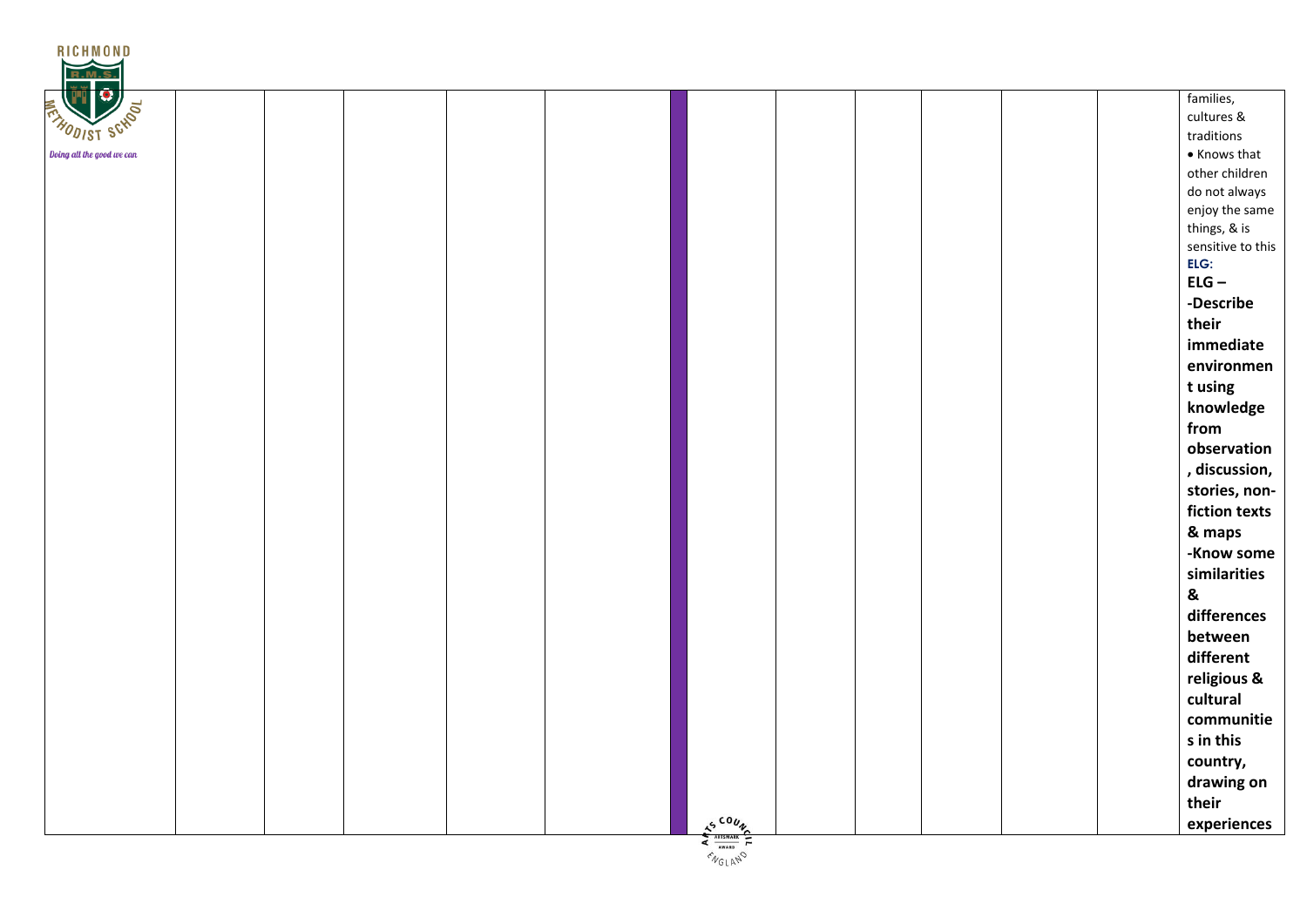| | | | | | | | | | | | |
|---|---|---|---|---|---|---|---|---|---|---|---|
| | | | | | | | | | | | families, cultures & traditions<br>• Knows that other children do not always enjoy the same things, & is sensitive to this<br>**ELG:**<br>**ELG – -Describe their immediate environment using knowledge from observation, discussion, stories, non-fiction texts & maps -Know some similarities & differences between different religious & cultural communities in this country, drawing on their experiences** |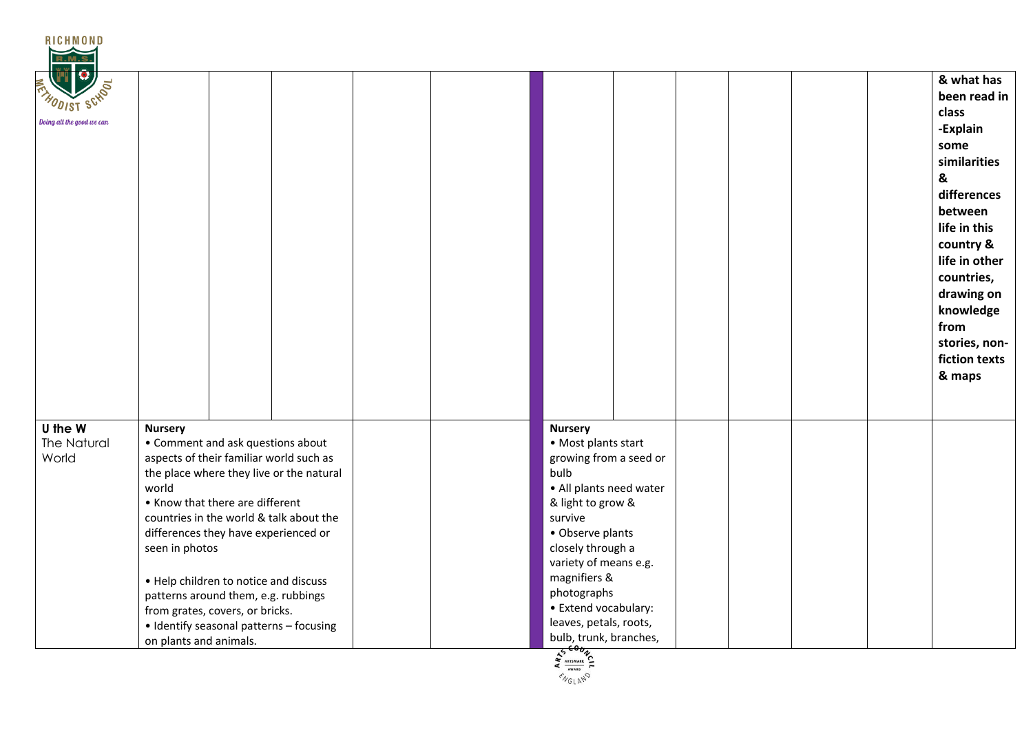| | | | | | | | | | | | | & what has been read in class<br>-Explain some similarities & differences between life in this country & life in other countries, drawing on knowledge from stories, non-fiction texts & maps |
|---|---|---|---|---|---|---|---|---|---|---|---|---|
| **U the W**<br>The Natural World | **Nursery**<br>• Comment and ask questions about aspects of their familiar world such as the place where they live or the natural world<br>• Know that there are different countries in the world & talk about the differences they have experienced or seen in photos<br><br>• Help children to notice and discuss patterns around them, e.g. rubbings from grates, covers, or bricks.<br>• Identify seasonal patterns – focusing on plants and animals. | | | | | **Nursery**<br>• Most plants start growing from a seed or bulb<br>• All plants need water & light to grow & survive<br>• Observe plants closely through a variety of means e.g. magnifiers & photographs<br>• Extend vocabulary: leaves, petals, roots, bulb, trunk, branches, | | | | | | |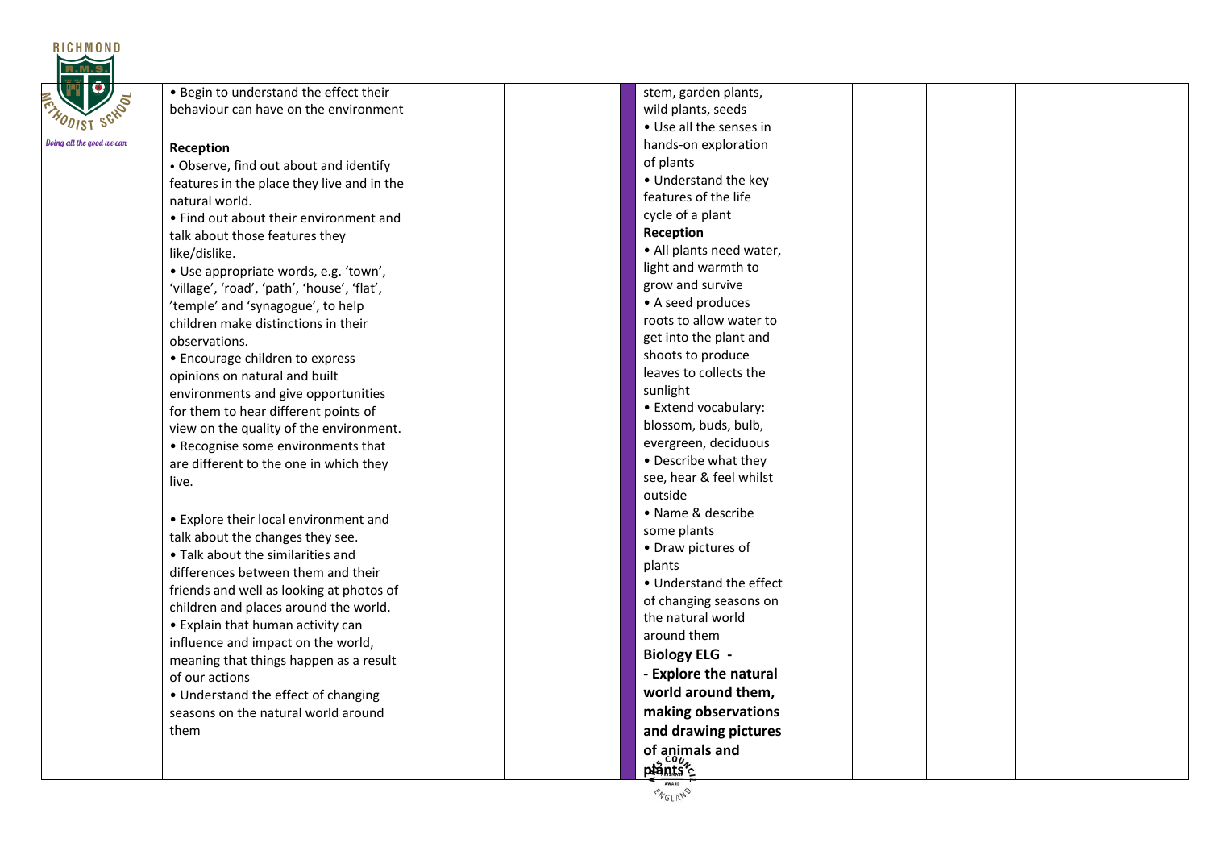| | | | | | | | | | |
|---|---|---|---|---|---|---|---|---|---|
| | • Begin to understand the effect their behaviour can have on the environment<br><br>**Reception**<br>• Observe, find out about and identify features in the place they live and in the natural world.<br>• Find out about their environment and talk about those features they like/dislike.<br>• Use appropriate words, e.g. 'town', 'village', 'road', 'path', 'house', 'flat', 'temple' and 'synagogue', to help children make distinctions in their observations.<br>• Encourage children to express opinions on natural and built environments and give opportunities for them to hear different points of view on the quality of the environment.<br>• Recognise some environments that are different to the one in which they live.<br><br>• Explore their local environment and talk about the changes they see.<br>• Talk about the similarities and differences between them and their friends and well as looking at photos of children and places around the world.<br>• Explain that human activity can influence and impact on the world, meaning that things happen as a result of our actions<br>• Understand the effect of changing seasons on the natural world around them | | | | stem, garden plants, wild plants, seeds<br>• Use all the senses in hands-on exploration of plants<br>• Understand the key features of the life cycle of a plant<br>**Reception**<br>• All plants need water, light and warmth to grow and survive<br>• A seed produces roots to allow water to get into the plant and shoots to produce leaves to collects the sunlight<br>• Extend vocabulary: blossom, buds, bulb, evergreen, deciduous<br>• Describe what they see, hear & feel whilst outside<br>• Name & describe some plants<br>• Draw pictures of plants<br>• Understand the effect of changing seasons on the natural world around them<br>**Biology ELG -**<br>**- Explore the natural world around them, making observations and drawing pictures of animals and plants** | | | | |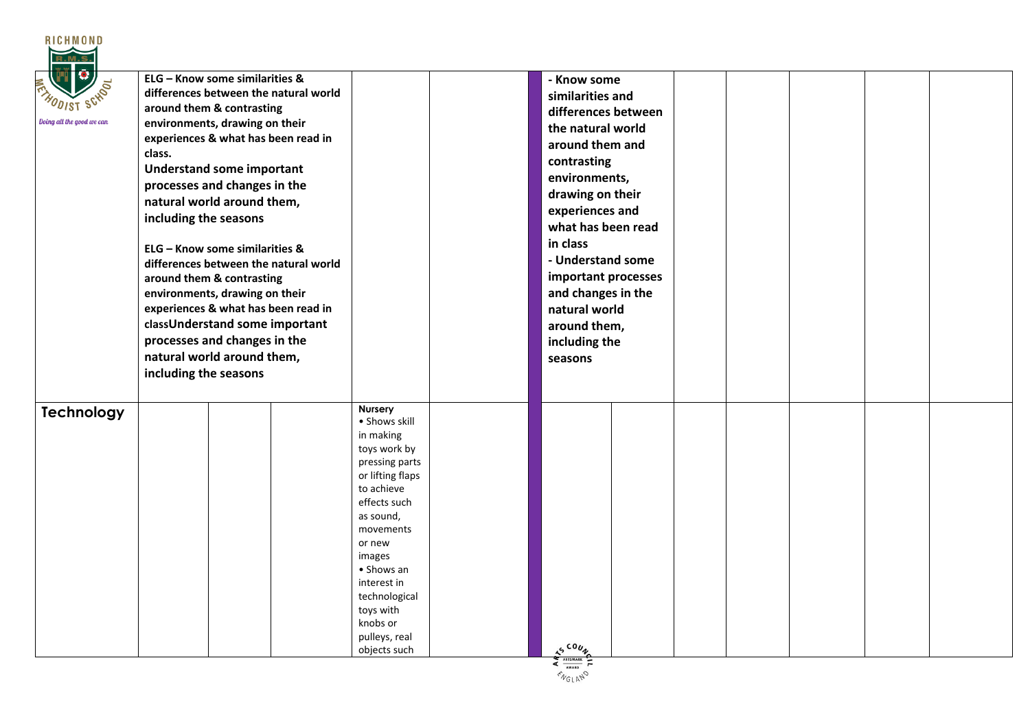| | | | | | | | | | | | | | |
|---|---|---|---|---|---|---|---|---|---|---|---|---|---|
| | **ELG – Know some similarities & differences between the natural world around them & contrasting environments, drawing on their experiences & what has been read in class. Understand some important processes and changes in the natural world around them, including the seasons**<br><br>**ELG – Know some similarities & differences between the natural world around them & contrasting environments, drawing on their experiences & what has been read in classUnderstand some important processes and changes in the natural world around them, including the seasons** | | | | | | **- Know some similarities and differences between the natural world around them and contrasting environments, drawing on their experiences and what has been read in class - Understand some important processes and changes in the natural world around them, including the seasons** | | | | | | |
| **Technology** | | | | **Nursery** • Shows skill in making toys work by pressing parts or lifting flaps to achieve effects such as sound, movements or new images • Shows an interest in technological toys with knobs or pulleys, real objects such | | | | | | | | | |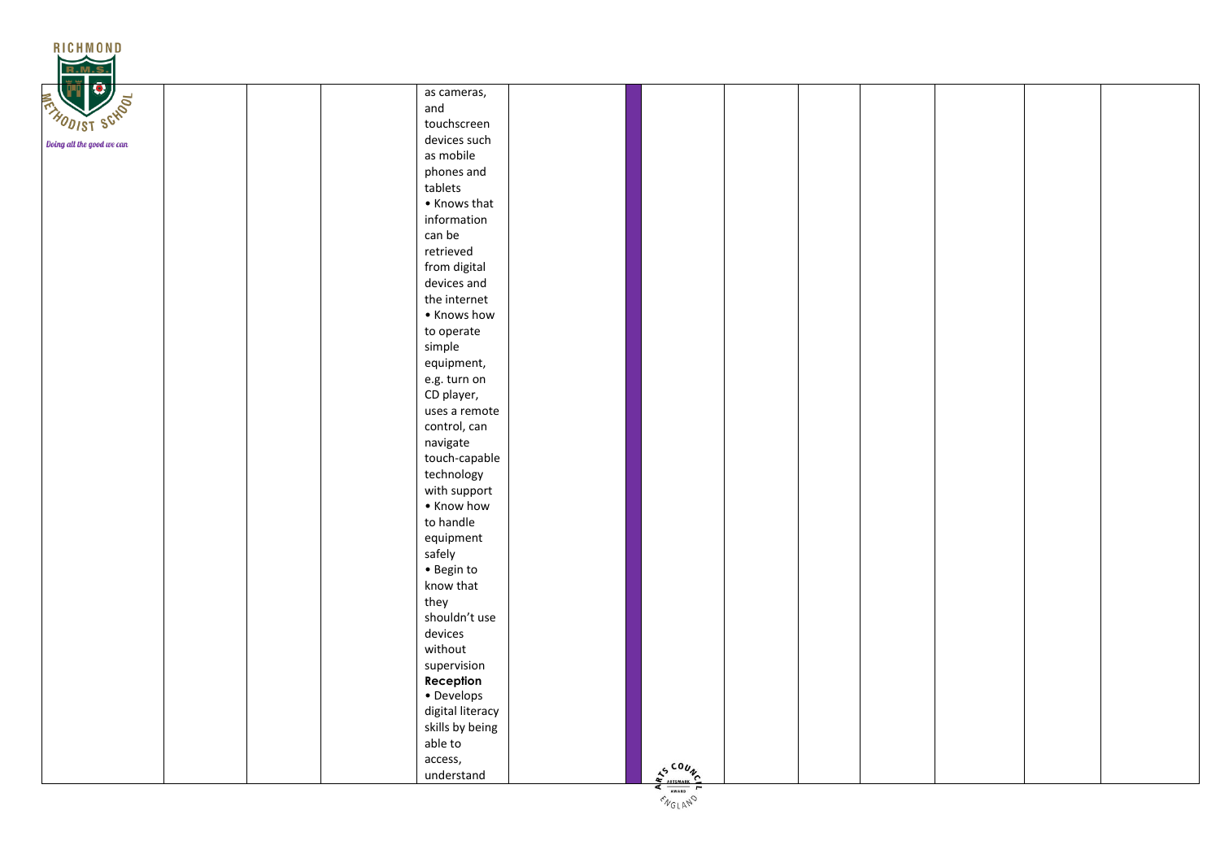| | | | | | | | | | | | |
|---|---|---|---|---|---|---|---|---|---|---|---|
| | | | as cameras, and touchscreen devices such as mobile phones and tablets<br>• Knows that information can be retrieved from digital devices and the internet<br>• Knows how to operate simple equipment, e.g. turn on CD player, uses a remote control, can navigate touch-capable technology with support<br>• Know how to handle equipment safely<br>• Begin to know that they shouldn't use devices without supervision<br>**Reception**<br>• Develops digital literacy skills by being able to access, understand | | | | | | | | |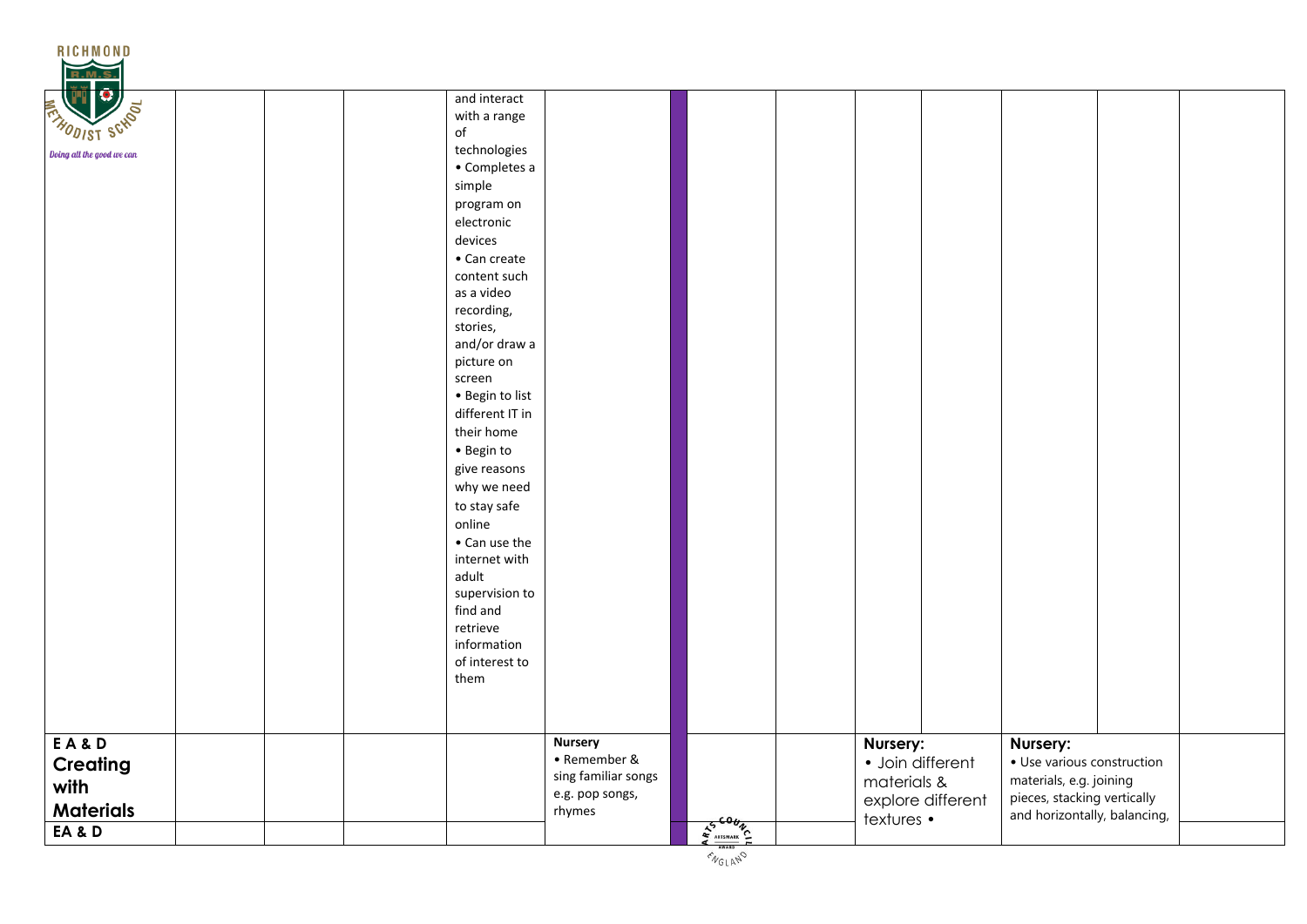| | | | | | | | | | | | | |
|---|---|---|---|---|---|---|---|---|---|---|---|---|
| | | | | and interact with a range of technologies • Completes a simple program on electronic devices • Can create content such as a video recording, stories, and/or draw a picture on screen • Begin to list different IT in their home • Begin to give reasons why we need to stay safe online • Can use the internet with adult supervision to find and retrieve information of interest to them | | | | | | | | |
| **E A & D Creating with Materials** | | | | | **Nursery** • Remember & sing familiar songs e.g. pop songs, rhymes | | | | **Nursery:** • Join different materials & explore different textures • | | **Nursery:** • Use various construction materials, e.g. joining pieces, stacking vertically and horizontally, balancing, | | |
| **EA & D** | | | | | | | | | | | | | |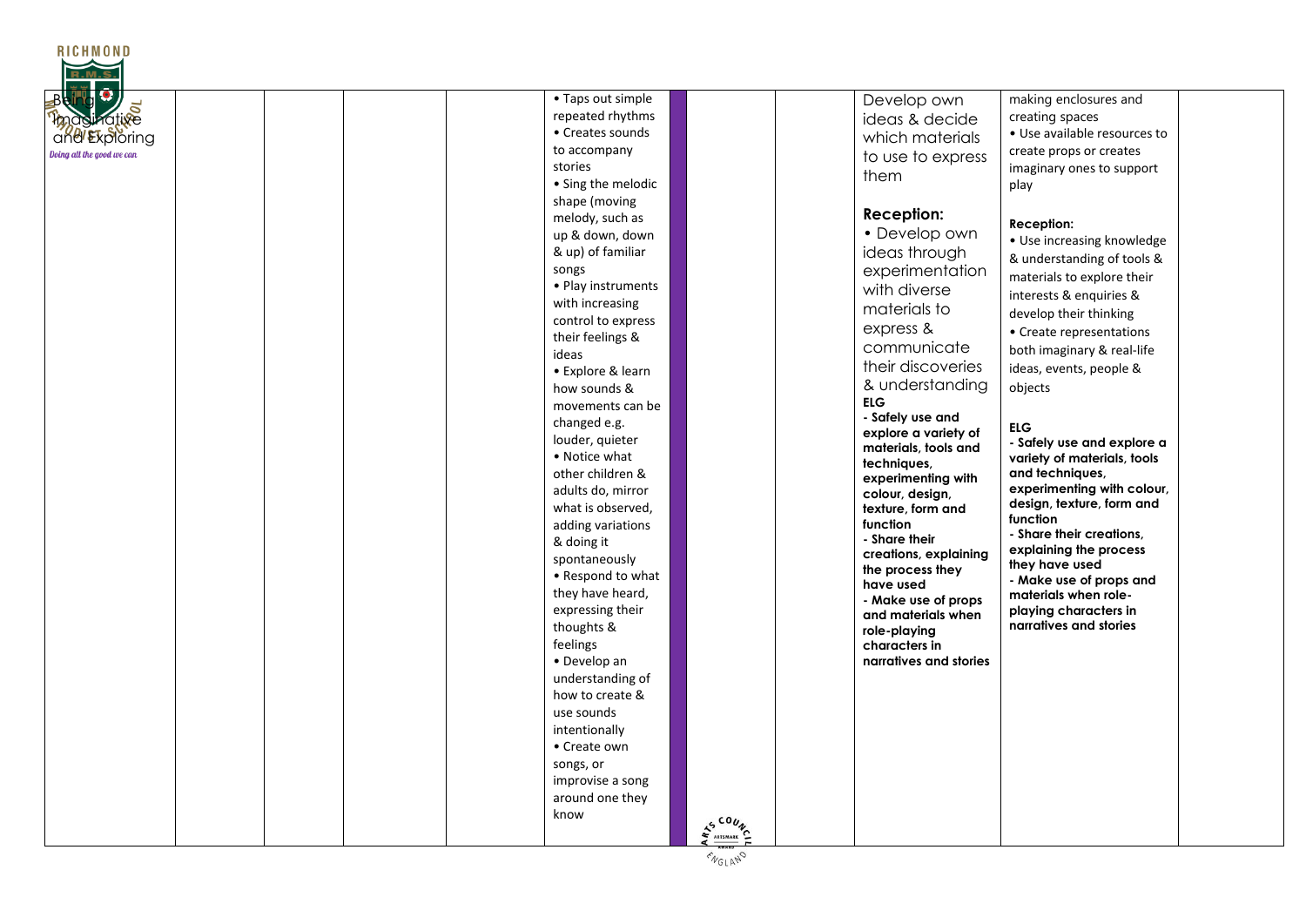| Being Imaginative and Exploring | | | | | • Taps out simple repeated rhythms<br>• Creates sounds to accompany stories<br>• Sing the melodic shape (moving melody, such as up & down, down & up) of familiar songs<br>• Play instruments with increasing control to express their feelings & ideas<br>• Explore & learn how sounds & movements can be changed e.g. louder, quieter<br>• Notice what other children & adults do, mirror what is observed, adding variations & doing it spontaneously<br>• Respond to what they have heard, expressing their thoughts & feelings<br>• Develop an understanding of how to create & use sounds intentionally<br>• Create own songs, or improvise a song around one they know | | | Develop own ideas & decide which materials to use to express them<br><br>**Reception:**<br>• Develop own ideas through experimentation with diverse materials to express & communicate their discoveries & understanding<br>**ELG**<br>**- Safely use and explore a variety of materials, tools and techniques, experimenting with colour, design, texture, form and function**<br>**- Share their creations, explaining the process they have used**<br>**- Make use of props and materials when role-playing characters in narratives and stories** | making enclosures and creating spaces<br>• Use available resources to create props or creates imaginary ones to support play<br><br>**Reception:**<br>• Use increasing knowledge & understanding of tools & materials to explore their interests & enquiries & develop their thinking<br>• Create representations both imaginary & real-life ideas, events, people & objects<br><br>**ELG**<br>**- Safely use and explore a variety of materials, tools and techniques, experimenting with colour, design, texture, form and function**<br>**- Share their creations, explaining the process they have used**<br>**- Make use of props and materials when role-playing characters in narratives and stories** | |
|---|---|---|---|---|---|---|---|---|---|---|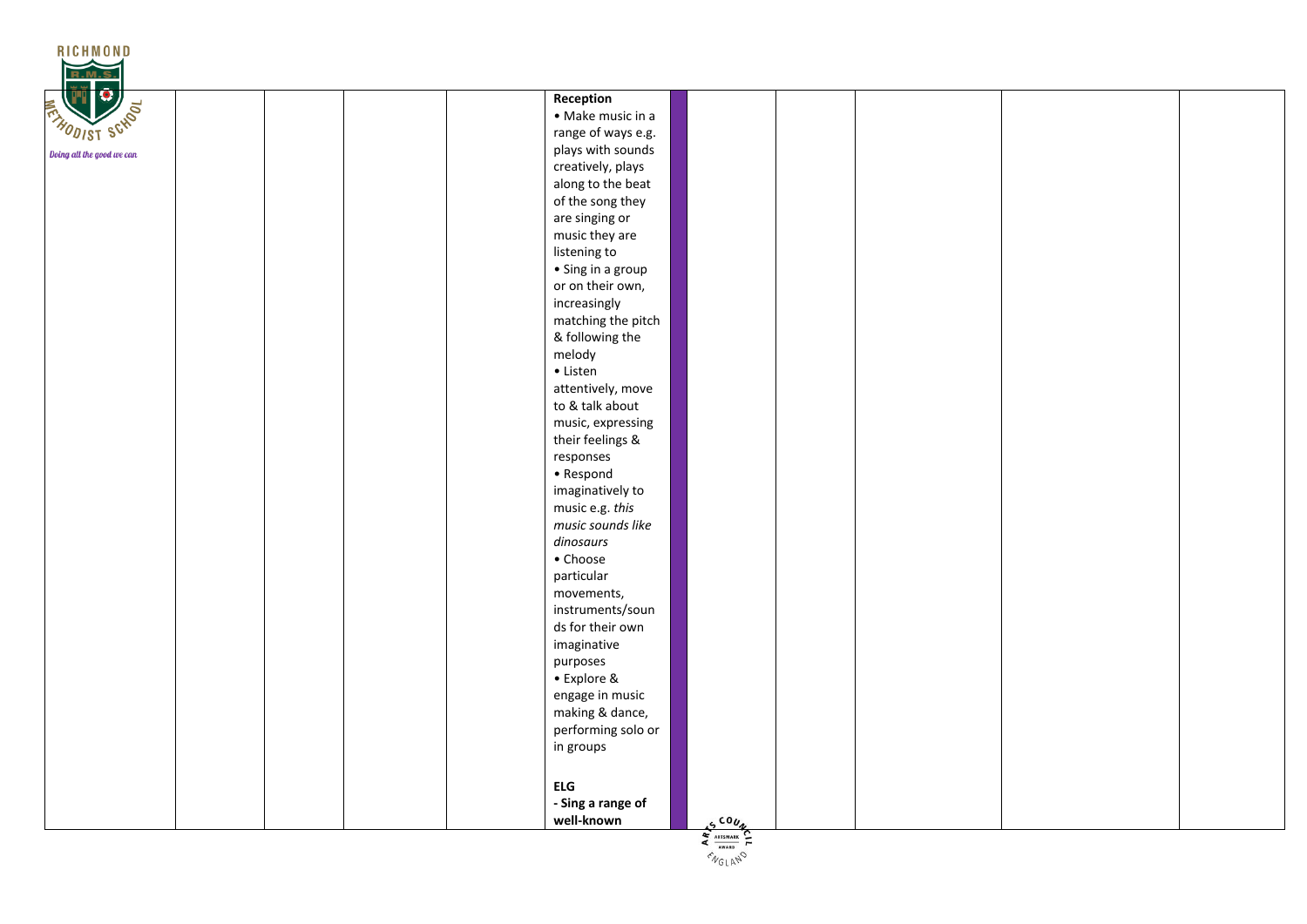| | | | | Reception<br>• Make music in a range of ways e.g. plays with sounds creatively, plays along to the beat of the song they are singing or music they are listening to<br>• Sing in a group or on their own, increasingly matching the pitch & following the melody<br>• Listen attentively, move to & talk about music, expressing their feelings & responses<br>• Respond imaginatively to music e.g. *this music sounds like dinosaurs*<br>• Choose particular movements, instruments/sounds for their own imaginative purposes<br>• Explore & engage in music making & dance, performing solo or in groups<br><br>**ELG**<br>**- Sing a range of well-known** | | | | | |
|---|---|---|---|---|---|---|---|---|---|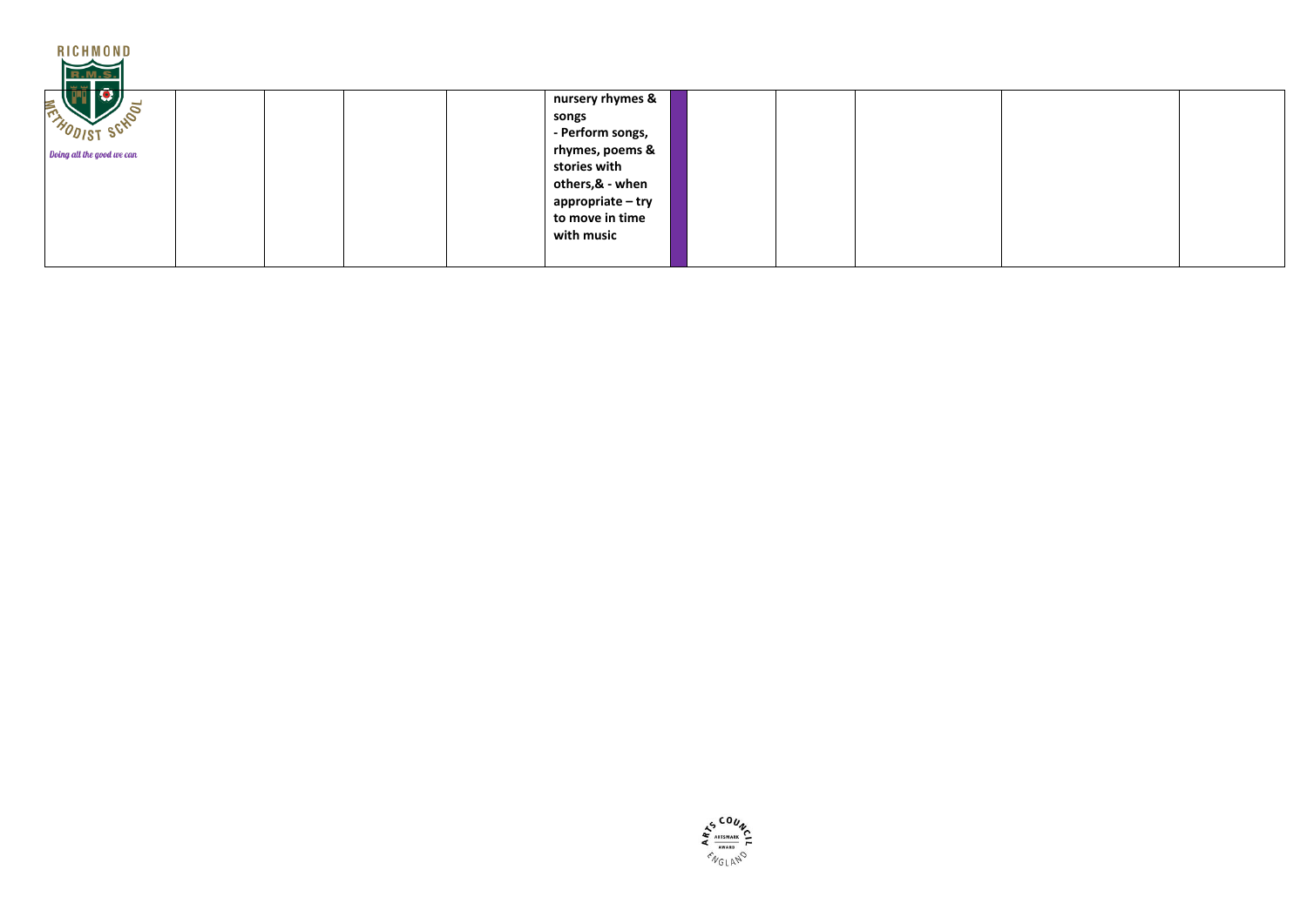| | | | | | | | | | | | |
|---|---|---|---|---|---|---|---|---|---|---|---|
| | | | | | **nursery rhymes & songs - Perform songs, rhymes, poems & stories with others,& - when appropriate – try to move in time with music** | | | | | | |